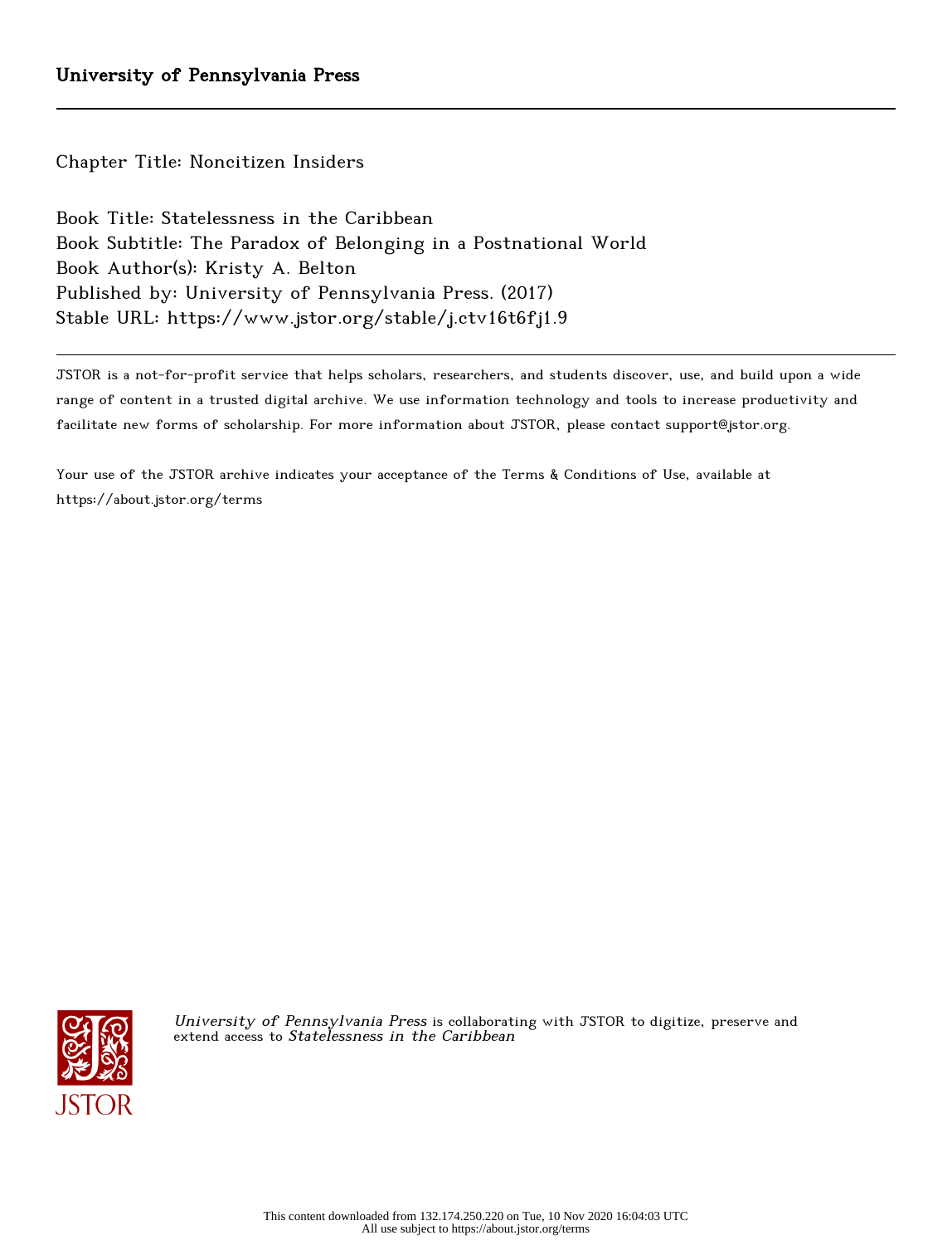University of Pennsylvania Press

Chapter Title: Noncitizen Insiders

Book Title: Statelessness in the Caribbean
Book Subtitle: The Paradox of Belonging in a Postnational World
Book Author(s): Kristy A. Belton
Published by: University of Pennsylvania Press. (2017)
Stable URL: https://www.jstor.org/stable/j.ctv16t6fj1.9

JSTOR is a not-for-profit service that helps scholars, researchers, and students discover, use, and build upon a wide range of content in a trusted digital archive. We use information technology and tools to increase productivity and facilitate new forms of scholarship. For more information about JSTOR, please contact support@jstor.org.

Your use of the JSTOR archive indicates your acceptance of the Terms & Conditions of Use, available at https://about.jstor.org/terms

*University of Pennsylvania Press* is collaborating with JSTOR to digitize, preserve and extend access to *Statelessness in the Caribbean*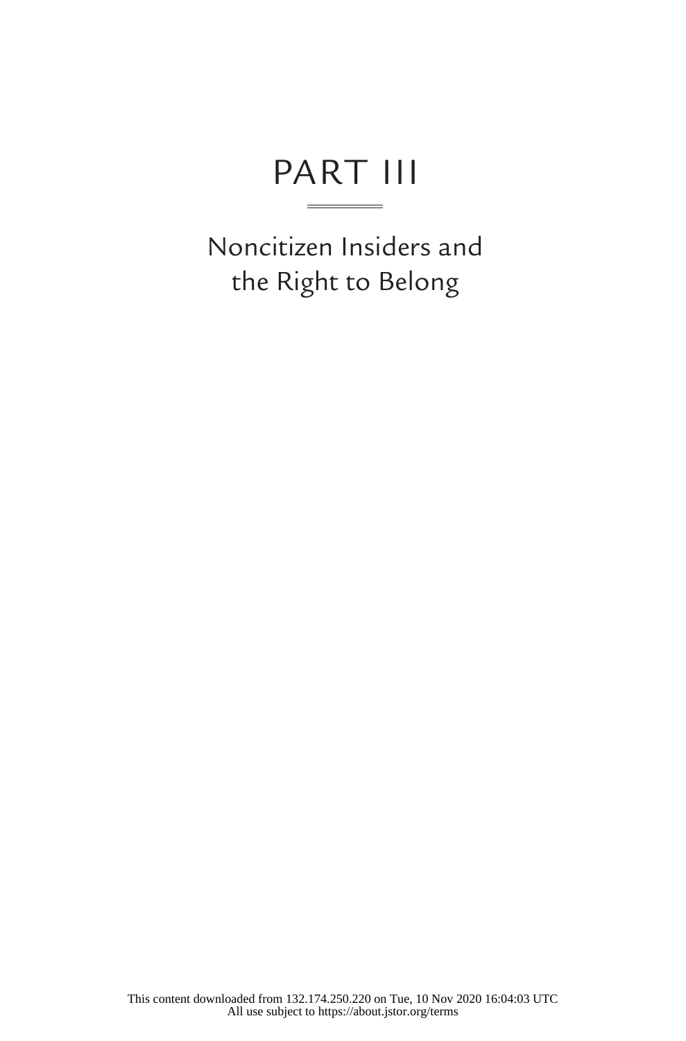# PART III

## Noncitizen Insiders and the Right to Belong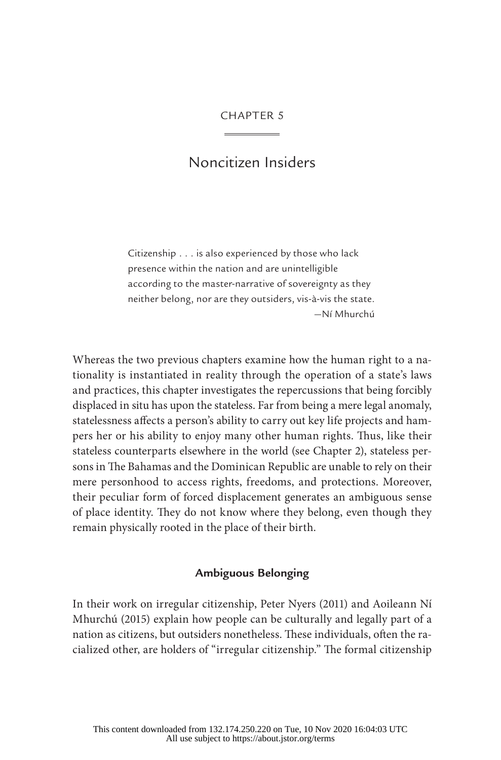# CHAPTER 5

# Noncitizen Insiders

> Citizenship . . . is also experienced by those who lack presence within the nation and are unintelligible according to the master-narrative of sovereignty as they neither belong, nor are they outsiders, vis-à-vis the state.
>
> —Ní Mhurchú

Whereas the two previous chapters examine how the human right to a nationality is instantiated in reality through the operation of a state's laws and practices, this chapter investigates the repercussions that being forcibly displaced in situ has upon the stateless. Far from being a mere legal anomaly, statelessness affects a person's ability to carry out key life projects and hampers her or his ability to enjoy many other human rights. Thus, like their stateless counterparts elsewhere in the world (see Chapter 2), stateless persons in The Bahamas and the Dominican Republic are unable to rely on their mere personhood to access rights, freedoms, and protections. Moreover, their peculiar form of forced displacement generates an ambiguous sense of place identity. They do not know where they belong, even though they remain physically rooted in the place of their birth.

## Ambiguous Belonging

In their work on irregular citizenship, Peter Nyers (2011) and Aoileann Ní Mhurchú (2015) explain how people can be culturally and legally part of a nation as citizens, but outsiders nonetheless. These individuals, often the racialized other, are holders of "irregular citizenship." The formal citizenship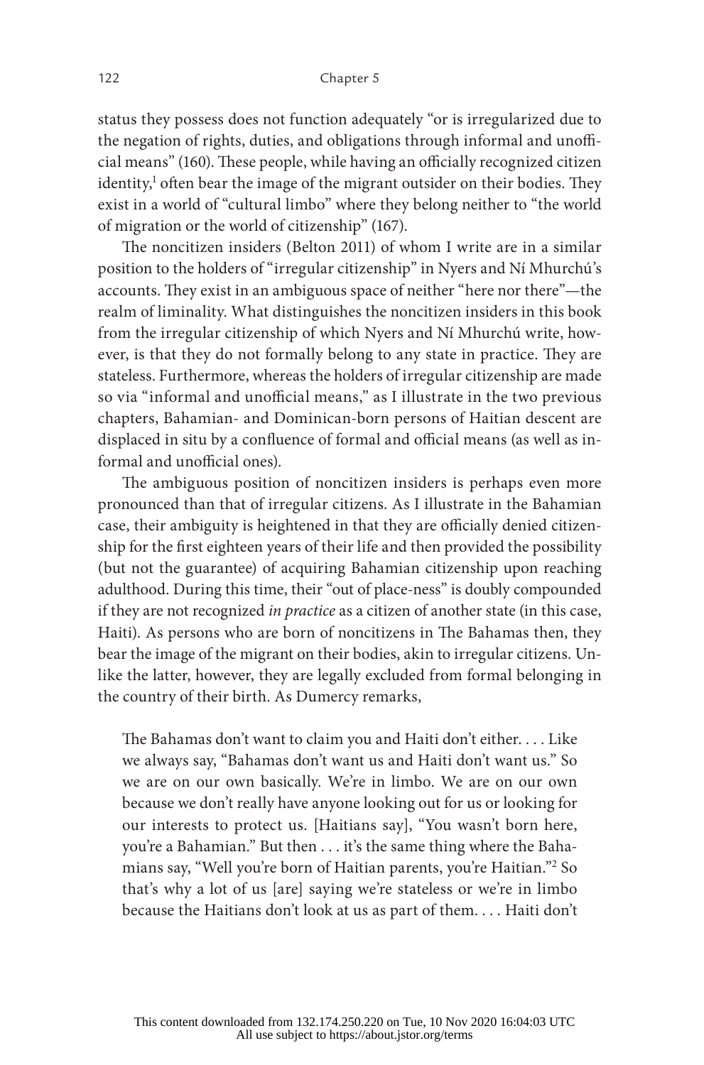status they possess does not function adequately "or is irregularized due to the negation of rights, duties, and obligations through informal and unofficial means" (160). These people, while having an officially recognized citizen identity,[1] often bear the image of the migrant outsider on their bodies. They exist in a world of "cultural limbo" where they belong neither to "the world of migration or the world of citizenship" (167).

The noncitizen insiders (Belton 2011) of whom I write are in a similar position to the holders of "irregular citizenship" in Nyers and Ní Mhurchú's accounts. They exist in an ambiguous space of neither "here nor there"—the realm of liminality. What distinguishes the noncitizen insiders in this book from the irregular citizenship of which Nyers and Ní Mhurchú write, however, is that they do not formally belong to any state in practice. They are stateless. Furthermore, whereas the holders of irregular citizenship are made so via "informal and unofficial means," as I illustrate in the two previous chapters, Bahamian- and Dominican-born persons of Haitian descent are displaced in situ by a confluence of formal and official means (as well as informal and unofficial ones).

The ambiguous position of noncitizen insiders is perhaps even more pronounced than that of irregular citizens. As I illustrate in the Bahamian case, their ambiguity is heightened in that they are officially denied citizenship for the first eighteen years of their life and then provided the possibility (but not the guarantee) of acquiring Bahamian citizenship upon reaching adulthood. During this time, their "out of place-ness" is doubly compounded if they are not recognized *in practice* as a citizen of another state (in this case, Haiti). As persons who are born of noncitizens in The Bahamas then, they bear the image of the migrant on their bodies, akin to irregular citizens. Unlike the latter, however, they are legally excluded from formal belonging in the country of their birth. As Dumercy remarks,

> The Bahamas don't want to claim you and Haiti don't either. . . . Like we always say, "Bahamas don't want us and Haiti don't want us." So we are on our own basically. We're in limbo. We are on our own because we don't really have anyone looking out for us or looking for our interests to protect us. [Haitians say], "You wasn't born here, you're a Bahamian." But then . . . it's the same thing where the Bahamians say, "Well you're born of Haitian parents, you're Haitian."[2] So that's why a lot of us [are] saying we're stateless or we're in limbo because the Haitians don't look at us as part of them. . . . Haiti don't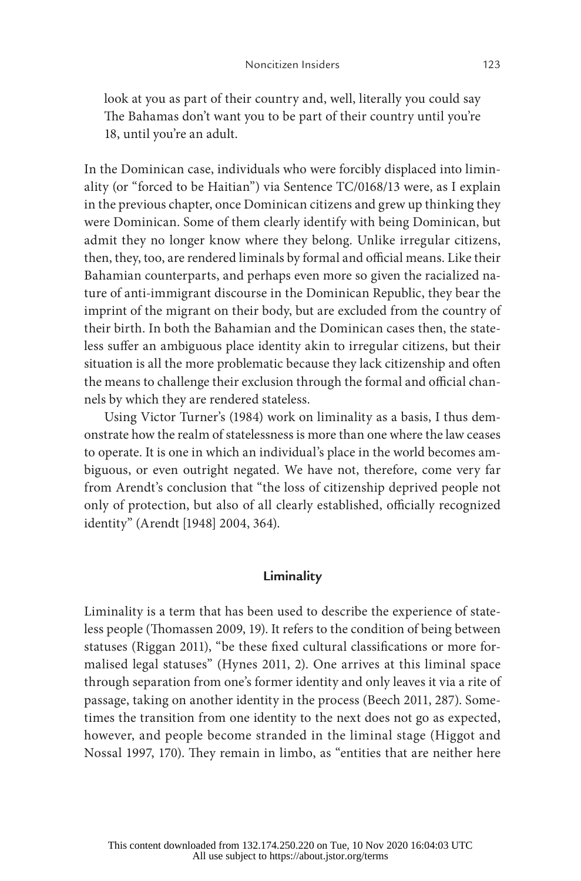> look at you as part of their country and, well, literally you could say The Bahamas don't want you to be part of their country until you're 18, until you're an adult.

In the Dominican case, individuals who were forcibly displaced into liminality (or "forced to be Haitian") via Sentence TC/0168/13 were, as I explain in the previous chapter, once Dominican citizens and grew up thinking they were Dominican. Some of them clearly identify with being Dominican, but admit they no longer know where they belong. Unlike irregular citizens, then, they, too, are rendered liminals by formal and official means. Like their Bahamian counterparts, and perhaps even more so given the racialized nature of anti-immigrant discourse in the Dominican Republic, they bear the imprint of the migrant on their body, but are excluded from the country of their birth. In both the Bahamian and the Dominican cases then, the stateless suffer an ambiguous place identity akin to irregular citizens, but their situation is all the more problematic because they lack citizenship and often the means to challenge their exclusion through the formal and official channels by which they are rendered stateless.

Using Victor Turner's (1984) work on liminality as a basis, I thus demonstrate how the realm of statelessness is more than one where the law ceases to operate. It is one in which an individual's place in the world becomes ambiguous, or even outright negated. We have not, therefore, come very far from Arendt's conclusion that "the loss of citizenship deprived people not only of protection, but also of all clearly established, officially recognized identity" (Arendt [1948] 2004, 364).

## Liminality

Liminality is a term that has been used to describe the experience of stateless people (Thomassen 2009, 19). It refers to the condition of being between statuses (Riggan 2011), "be these fixed cultural classifications or more formalised legal statuses" (Hynes 2011, 2). One arrives at this liminal space through separation from one's former identity and only leaves it via a rite of passage, taking on another identity in the process (Beech 2011, 287). Sometimes the transition from one identity to the next does not go as expected, however, and people become stranded in the liminal stage (Higgot and Nossal 1997, 170). They remain in limbo, as "entities that are neither here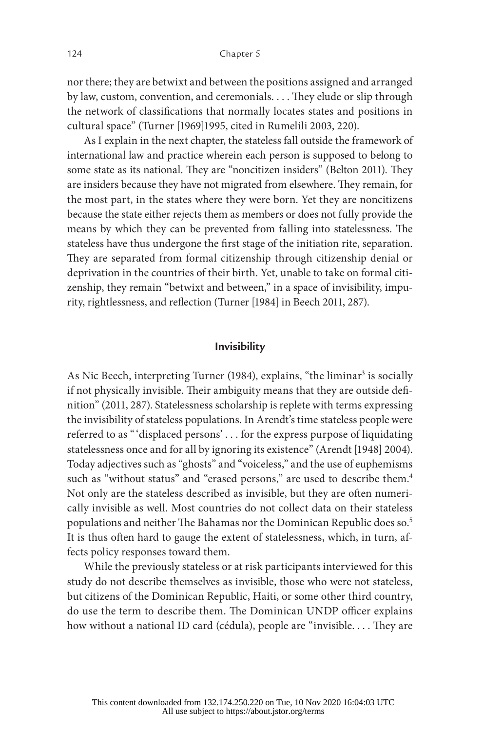nor there; they are betwixt and between the positions assigned and arranged by law, custom, convention, and ceremonials. . . . They elude or slip through the network of classifications that normally locates states and positions in cultural space" (Turner [1969]1995, cited in Rumelili 2003, 220).

As I explain in the next chapter, the stateless fall outside the framework of international law and practice wherein each person is supposed to belong to some state as its national. They are "noncitizen insiders" (Belton 2011). They are insiders because they have not migrated from elsewhere. They remain, for the most part, in the states where they were born. Yet they are noncitizens because the state either rejects them as members or does not fully provide the means by which they can be prevented from falling into statelessness. The stateless have thus undergone the first stage of the initiation rite, separation. They are separated from formal citizenship through citizenship denial or deprivation in the countries of their birth. Yet, unable to take on formal citizenship, they remain "betwixt and between," in a space of invisibility, impurity, rightlessness, and reflection (Turner [1984] in Beech 2011, 287).

## Invisibility

As Nic Beech, interpreting Turner (1984), explains, "the liminar[3] is socially if not physically invisible. Their ambiguity means that they are outside definition" (2011, 287). Statelessness scholarship is replete with terms expressing the invisibility of stateless populations. In Arendt's time stateless people were referred to as "'displaced persons' . . . for the express purpose of liquidating statelessness once and for all by ignoring its existence" (Arendt [1948] 2004). Today adjectives such as "ghosts" and "voiceless," and the use of euphemisms such as "without status" and "erased persons," are used to describe them.[4] Not only are the stateless described as invisible, but they are often numerically invisible as well. Most countries do not collect data on their stateless populations and neither The Bahamas nor the Dominican Republic does so.[5] It is thus often hard to gauge the extent of statelessness, which, in turn, affects policy responses toward them.

While the previously stateless or at risk participants interviewed for this study do not describe themselves as invisible, those who were not stateless, but citizens of the Dominican Republic, Haiti, or some other third country, do use the term to describe them. The Dominican UNDP officer explains how without a national ID card (cédula), people are "invisible. . . . They are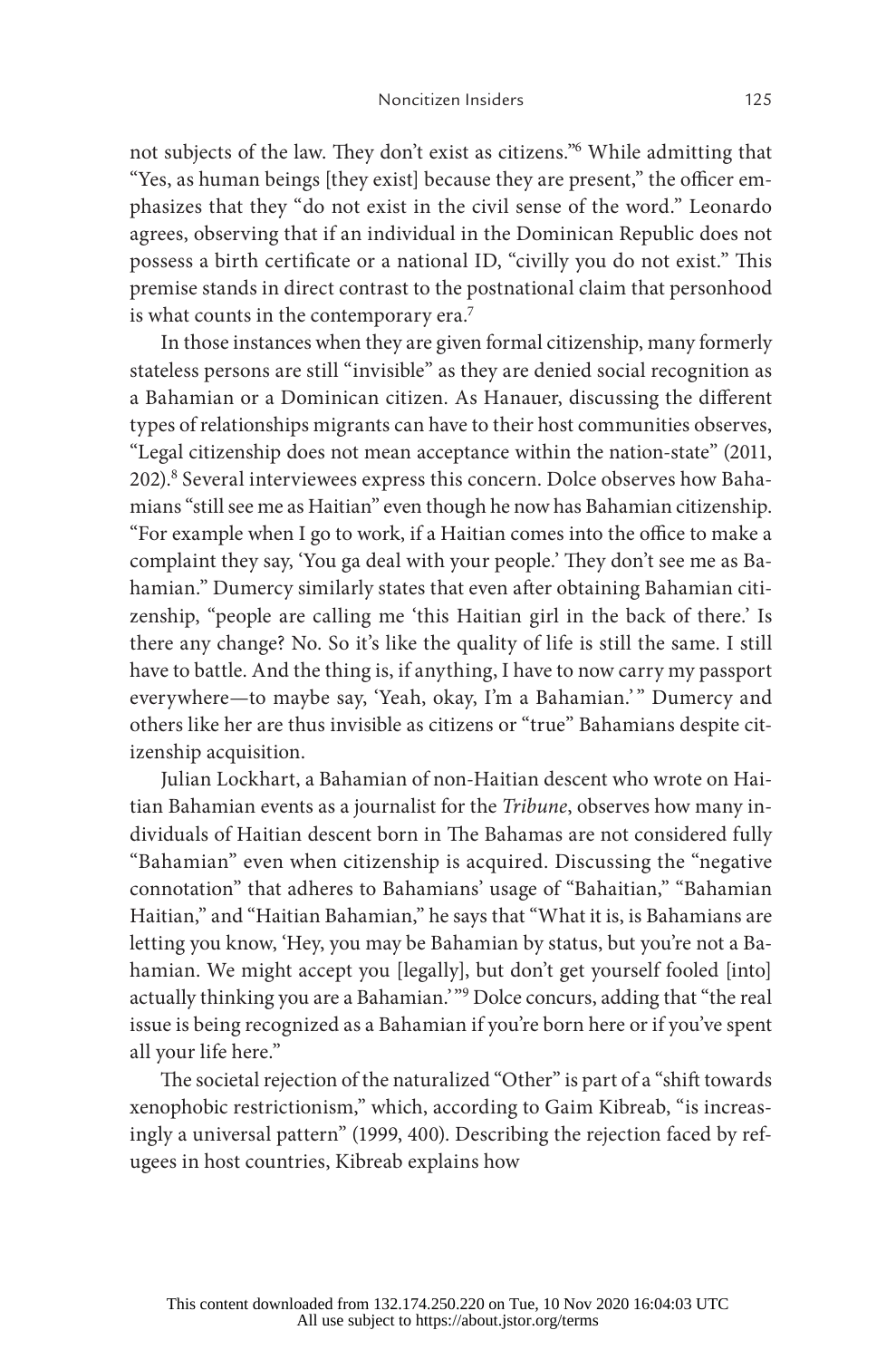not subjects of the law. They don't exist as citizens."[6] While admitting that "Yes, as human beings [they exist] because they are present," the officer emphasizes that they "do not exist in the civil sense of the word." Leonardo agrees, observing that if an individual in the Dominican Republic does not possess a birth certificate or a national ID, "civilly you do not exist." This premise stands in direct contrast to the postnational claim that personhood is what counts in the contemporary era.[7]

In those instances when they are given formal citizenship, many formerly stateless persons are still "invisible" as they are denied social recognition as a Bahamian or a Dominican citizen. As Hanauer, discussing the different types of relationships migrants can have to their host communities observes, "Legal citizenship does not mean acceptance within the nation-state" (2011, 202).[8] Several interviewees express this concern. Dolce observes how Bahamians "still see me as Haitian" even though he now has Bahamian citizenship. "For example when I go to work, if a Haitian comes into the office to make a complaint they say, 'You ga deal with your people.' They don't see me as Bahamian." Dumercy similarly states that even after obtaining Bahamian citizenship, "people are calling me 'this Haitian girl in the back of there.' Is there any change? No. So it's like the quality of life is still the same. I still have to battle. And the thing is, if anything, I have to now carry my passport everywhere—to maybe say, 'Yeah, okay, I'm a Bahamian.'" Dumercy and others like her are thus invisible as citizens or "true" Bahamians despite citizenship acquisition.

Julian Lockhart, a Bahamian of non-Haitian descent who wrote on Haitian Bahamian events as a journalist for the *Tribune*, observes how many individuals of Haitian descent born in The Bahamas are not considered fully "Bahamian" even when citizenship is acquired. Discussing the "negative connotation" that adheres to Bahamians' usage of "Bahaitian," "Bahamian Haitian," and "Haitian Bahamian," he says that "What it is, is Bahamians are letting you know, 'Hey, you may be Bahamian by status, but you're not a Bahamian. We might accept you [legally], but don't get yourself fooled [into] actually thinking you are a Bahamian.'"[9] Dolce concurs, adding that "the real issue is being recognized as a Bahamian if you're born here or if you've spent all your life here."

The societal rejection of the naturalized "Other" is part of a "shift towards xenophobic restrictionism," which, according to Gaim Kibreab, "is increasingly a universal pattern" (1999, 400). Describing the rejection faced by refugees in host countries, Kibreab explains how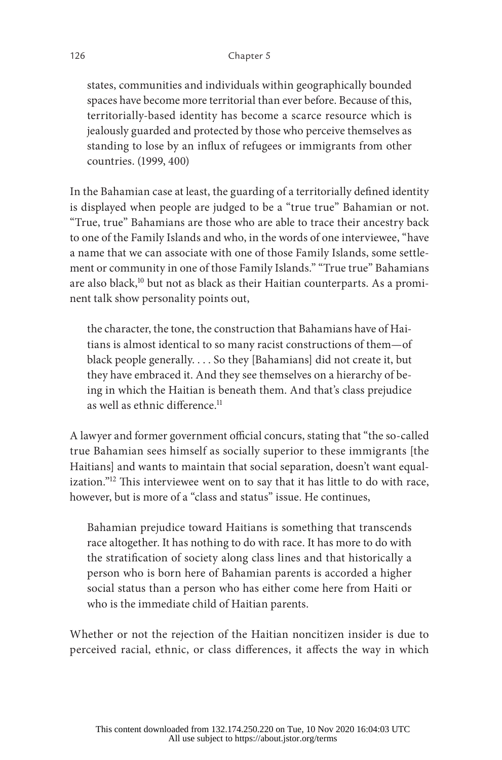states, communities and individuals within geographically bounded spaces have become more territorial than ever before. Because of this, territorially-based identity has become a scarce resource which is jealously guarded and protected by those who perceive themselves as standing to lose by an influx of refugees or immigrants from other countries. (1999, 400)

In the Bahamian case at least, the guarding of a territorially defined identity is displayed when people are judged to be a "true true" Bahamian or not. "True, true" Bahamians are those who are able to trace their ancestry back to one of the Family Islands and who, in the words of one interviewee, "have a name that we can associate with one of those Family Islands, some settlement or community in one of those Family Islands." "True true" Bahamians are also black,[10] but not as black as their Haitian counterparts. As a prominent talk show personality points out,

> the character, the tone, the construction that Bahamians have of Haitians is almost identical to so many racist constructions of them—of black people generally. . . . So they [Bahamians] did not create it, but they have embraced it. And they see themselves on a hierarchy of being in which the Haitian is beneath them. And that's class prejudice as well as ethnic difference.[11]

A lawyer and former government official concurs, stating that "the so-called true Bahamian sees himself as socially superior to these immigrants [the Haitians] and wants to maintain that social separation, doesn't want equalization."[12] This interviewee went on to say that it has little to do with race, however, but is more of a "class and status" issue. He continues,

> Bahamian prejudice toward Haitians is something that transcends race altogether. It has nothing to do with race. It has more to do with the stratification of society along class lines and that historically a person who is born here of Bahamian parents is accorded a higher social status than a person who has either come here from Haiti or who is the immediate child of Haitian parents.

Whether or not the rejection of the Haitian noncitizen insider is due to perceived racial, ethnic, or class differences, it affects the way in which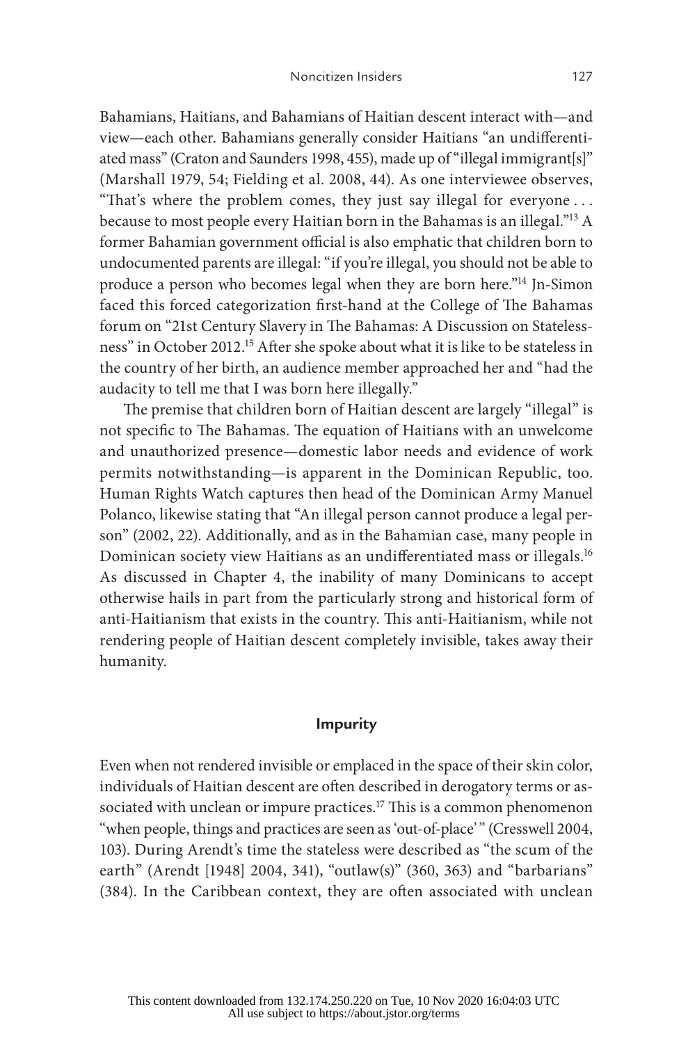Bahamians, Haitians, and Bahamians of Haitian descent interact with—and view—each other. Bahamians generally consider Haitians "an undifferentiated mass" (Craton and Saunders 1998, 455), made up of "illegal immigrant[s]" (Marshall 1979, 54; Fielding et al. 2008, 44). As one interviewee observes, "That's where the problem comes, they just say illegal for everyone . . . because to most people every Haitian born in the Bahamas is an illegal."[13] A former Bahamian government official is also emphatic that children born to undocumented parents are illegal: "if you're illegal, you should not be able to produce a person who becomes legal when they are born here."[14] Jn-Simon faced this forced categorization first-hand at the College of The Bahamas forum on "21st Century Slavery in The Bahamas: A Discussion on Statelessness" in October 2012.[15] After she spoke about what it is like to be stateless in the country of her birth, an audience member approached her and "had the audacity to tell me that I was born here illegally."

The premise that children born of Haitian descent are largely "illegal" is not specific to The Bahamas. The equation of Haitians with an unwelcome and unauthorized presence—domestic labor needs and evidence of work permits notwithstanding—is apparent in the Dominican Republic, too. Human Rights Watch captures then head of the Dominican Army Manuel Polanco, likewise stating that "An illegal person cannot produce a legal person" (2002, 22). Additionally, and as in the Bahamian case, many people in Dominican society view Haitians as an undifferentiated mass or illegals.[16] As discussed in Chapter 4, the inability of many Dominicans to accept otherwise hails in part from the particularly strong and historical form of anti-Haitianism that exists in the country. This anti-Haitianism, while not rendering people of Haitian descent completely invisible, takes away their humanity.

## Impurity

Even when not rendered invisible or emplaced in the space of their skin color, individuals of Haitian descent are often described in derogatory terms or associated with unclean or impure practices.[17] This is a common phenomenon "when people, things and practices are seen as 'out-of-place'" (Cresswell 2004, 103). During Arendt's time the stateless were described as "the scum of the earth" (Arendt [1948] 2004, 341), "outlaw(s)" (360, 363) and "barbarians" (384). In the Caribbean context, they are often associated with unclean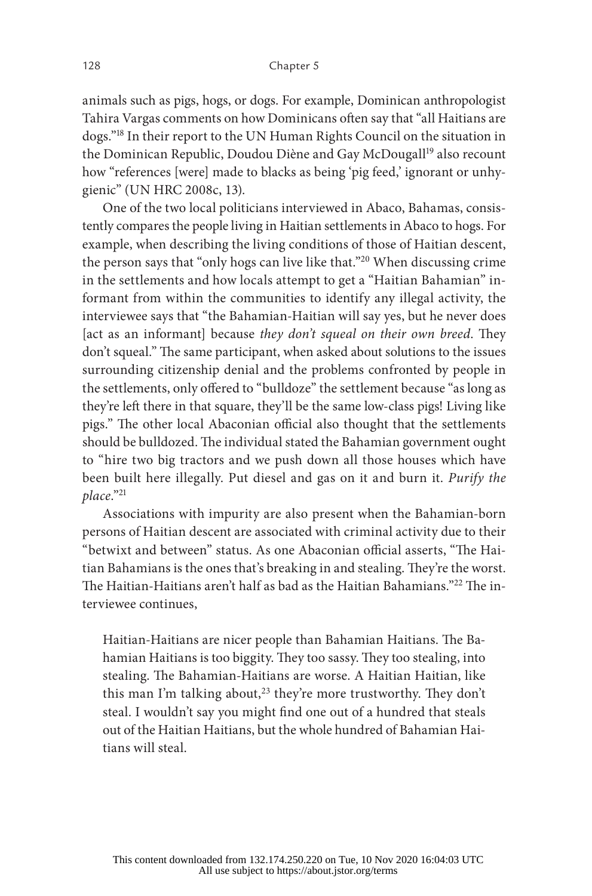animals such as pigs, hogs, or dogs. For example, Dominican anthropologist Tahira Vargas comments on how Dominicans often say that "all Haitians are dogs."[18] In their report to the UN Human Rights Council on the situation in the Dominican Republic, Doudou Diène and Gay McDougall[19] also recount how "references [were] made to blacks as being 'pig feed,' ignorant or unhygienic" (UN HRC 2008c, 13).

One of the two local politicians interviewed in Abaco, Bahamas, consistently compares the people living in Haitian settlements in Abaco to hogs. For example, when describing the living conditions of those of Haitian descent, the person says that "only hogs can live like that."[20] When discussing crime in the settlements and how locals attempt to get a "Haitian Bahamian" informant from within the communities to identify any illegal activity, the interviewee says that "the Bahamian-Haitian will say yes, but he never does [act as an informant] because *they don't squeal on their own breed*. They don't squeal." The same participant, when asked about solutions to the issues surrounding citizenship denial and the problems confronted by people in the settlements, only offered to "bulldoze" the settlement because "as long as they're left there in that square, they'll be the same low-class pigs! Living like pigs." The other local Abaconian official also thought that the settlements should be bulldozed. The individual stated the Bahamian government ought to "hire two big tractors and we push down all those houses which have been built here illegally. Put diesel and gas on it and burn it. *Purify the place*."[21]

Associations with impurity are also present when the Bahamian-born persons of Haitian descent are associated with criminal activity due to their "betwixt and between" status. As one Abaconian official asserts, "The Haitian Bahamians is the ones that's breaking in and stealing. They're the worst. The Haitian-Haitians aren't half as bad as the Haitian Bahamians."[22] The interviewee continues,

> Haitian-Haitians are nicer people than Bahamian Haitians. The Bahamian Haitians is too biggity. They too sassy. They too stealing, into stealing. The Bahamian-Haitians are worse. A Haitian Haitian, like this man I'm talking about,[23] they're more trustworthy. They don't steal. I wouldn't say you might find one out of a hundred that steals out of the Haitian Haitians, but the whole hundred of Bahamian Haitians will steal.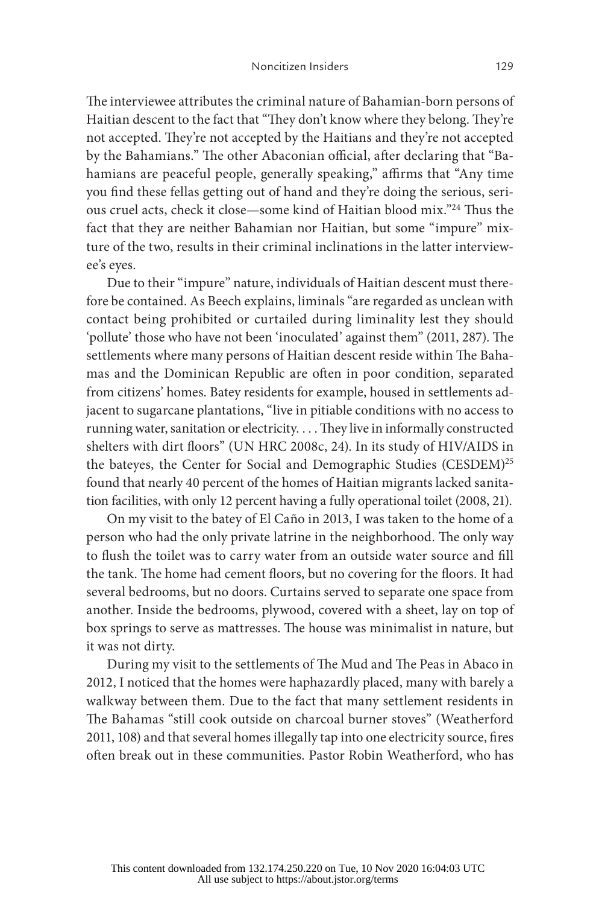The interviewee attributes the criminal nature of Bahamian-born persons of Haitian descent to the fact that "They don't know where they belong. They're not accepted. They're not accepted by the Haitians and they're not accepted by the Bahamians." The other Abaconian official, after declaring that "Bahamians are peaceful people, generally speaking," affirms that "Any time you find these fellas getting out of hand and they're doing the serious, serious cruel acts, check it close—some kind of Haitian blood mix."[24] Thus the fact that they are neither Bahamian nor Haitian, but some "impure" mixture of the two, results in their criminal inclinations in the latter interviewee's eyes.

Due to their "impure" nature, individuals of Haitian descent must therefore be contained. As Beech explains, liminals "are regarded as unclean with contact being prohibited or curtailed during liminality lest they should 'pollute' those who have not been 'inoculated' against them" (2011, 287). The settlements where many persons of Haitian descent reside within The Bahamas and the Dominican Republic are often in poor condition, separated from citizens' homes. Batey residents for example, housed in settlements adjacent to sugarcane plantations, "live in pitiable conditions with no access to running water, sanitation or electricity. . . . They live in informally constructed shelters with dirt floors" (UN HRC 2008c, 24). In its study of HIV/AIDS in the bateyes, the Center for Social and Demographic Studies (CESDEM)[25] found that nearly 40 percent of the homes of Haitian migrants lacked sanitation facilities, with only 12 percent having a fully operational toilet (2008, 21).

On my visit to the batey of El Caño in 2013, I was taken to the home of a person who had the only private latrine in the neighborhood. The only way to flush the toilet was to carry water from an outside water source and fill the tank. The home had cement floors, but no covering for the floors. It had several bedrooms, but no doors. Curtains served to separate one space from another. Inside the bedrooms, plywood, covered with a sheet, lay on top of box springs to serve as mattresses. The house was minimalist in nature, but it was not dirty.

During my visit to the settlements of The Mud and The Peas in Abaco in 2012, I noticed that the homes were haphazardly placed, many with barely a walkway between them. Due to the fact that many settlement residents in The Bahamas "still cook outside on charcoal burner stoves" (Weatherford 2011, 108) and that several homes illegally tap into one electricity source, fires often break out in these communities. Pastor Robin Weatherford, who has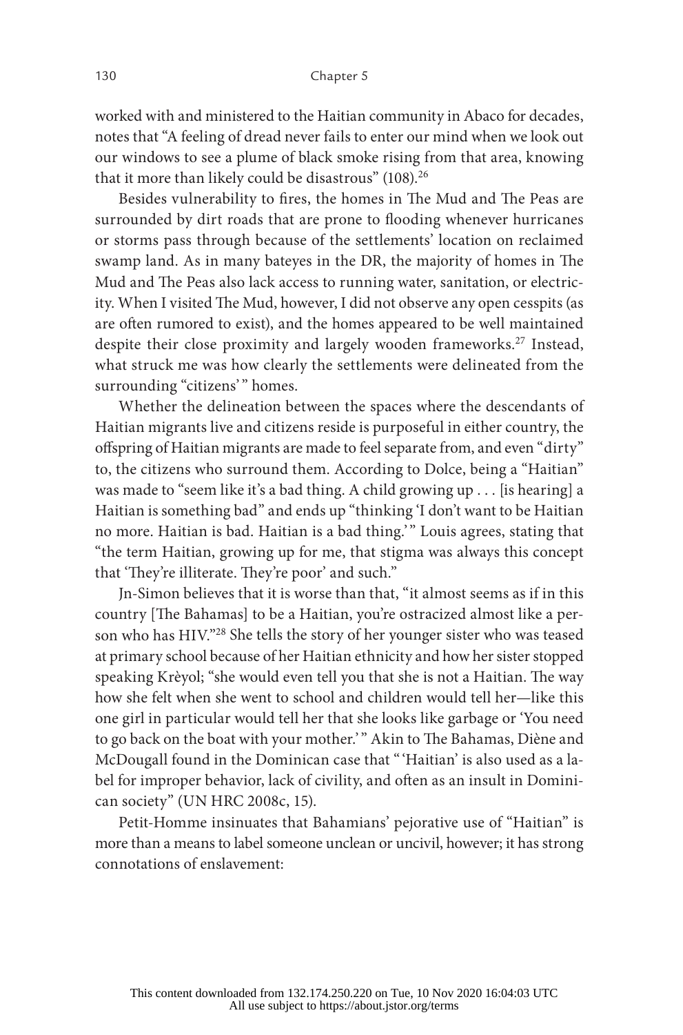worked with and ministered to the Haitian community in Abaco for decades, notes that "A feeling of dread never fails to enter our mind when we look out our windows to see a plume of black smoke rising from that area, knowing that it more than likely could be disastrous" (108).[26]

Besides vulnerability to fires, the homes in The Mud and The Peas are surrounded by dirt roads that are prone to flooding whenever hurricanes or storms pass through because of the settlements' location on reclaimed swamp land. As in many bateyes in the DR, the majority of homes in The Mud and The Peas also lack access to running water, sanitation, or electricity. When I visited The Mud, however, I did not observe any open cesspits (as are often rumored to exist), and the homes appeared to be well maintained despite their close proximity and largely wooden frameworks.[27] Instead, what struck me was how clearly the settlements were delineated from the surrounding "citizens'" homes.

Whether the delineation between the spaces where the descendants of Haitian migrants live and citizens reside is purposeful in either country, the offspring of Haitian migrants are made to feel separate from, and even "dirty" to, the citizens who surround them. According to Dolce, being a "Haitian" was made to "seem like it's a bad thing. A child growing up . . . [is hearing] a Haitian is something bad" and ends up "thinking 'I don't want to be Haitian no more. Haitian is bad. Haitian is a bad thing.'" Louis agrees, stating that "the term Haitian, growing up for me, that stigma was always this concept that 'They're illiterate. They're poor' and such."

Jn-Simon believes that it is worse than that, "it almost seems as if in this country [The Bahamas] to be a Haitian, you're ostracized almost like a person who has HIV."[28] She tells the story of her younger sister who was teased at primary school because of her Haitian ethnicity and how her sister stopped speaking Krèyol; "she would even tell you that she is not a Haitian. The way how she felt when she went to school and children would tell her—like this one girl in particular would tell her that she looks like garbage or 'You need to go back on the boat with your mother.'" Akin to The Bahamas, Diène and McDougall found in the Dominican case that "'Haitian' is also used as a label for improper behavior, lack of civility, and often as an insult in Dominican society" (UN HRC 2008c, 15).

Petit-Homme insinuates that Bahamians' pejorative use of "Haitian" is more than a means to label someone unclean or uncivil, however; it has strong connotations of enslavement: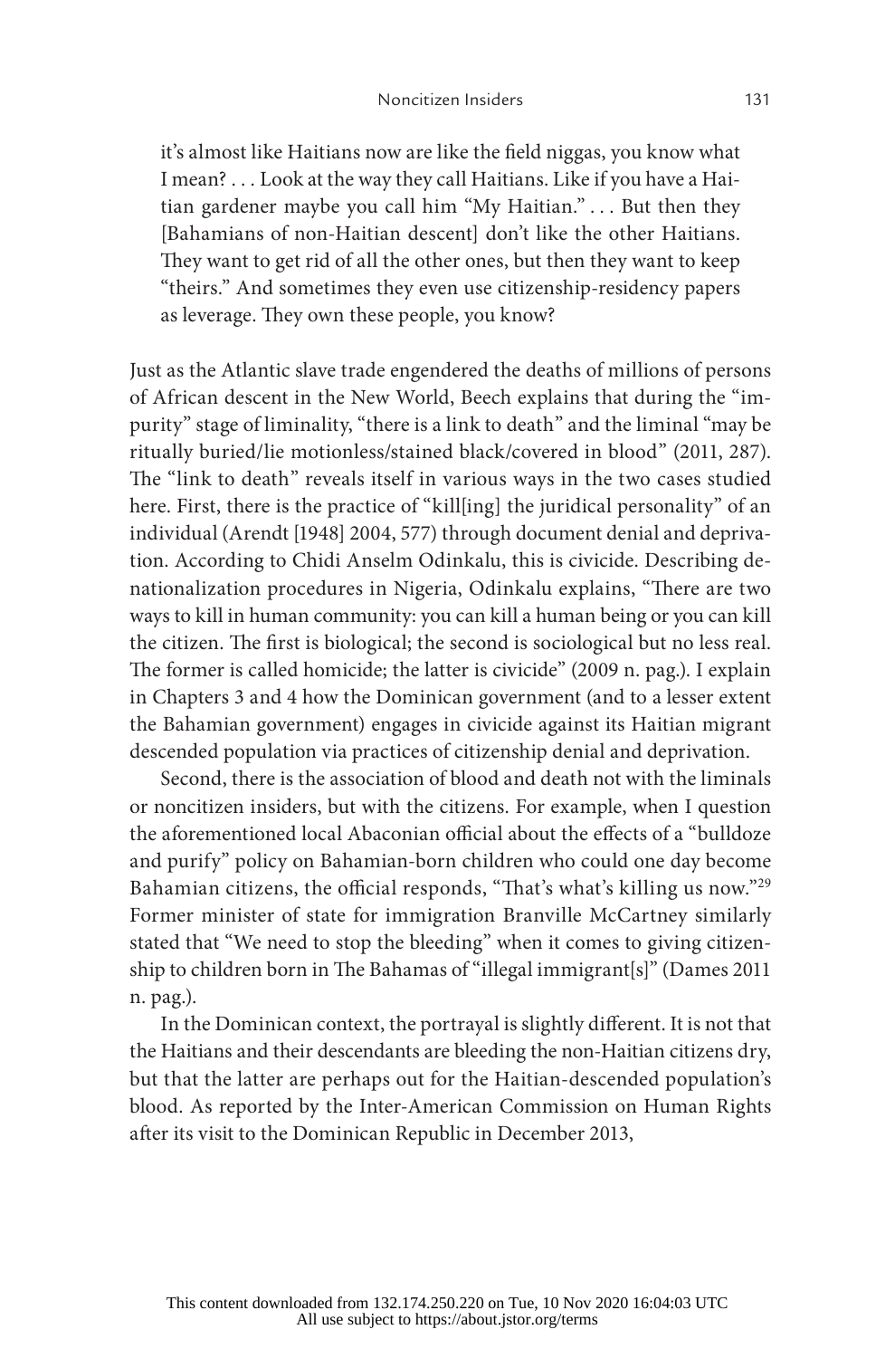> it's almost like Haitians now are like the field niggas, you know what I mean? . . . Look at the way they call Haitians. Like if you have a Haitian gardener maybe you call him "My Haitian." . . . But then they [Bahamians of non-Haitian descent] don't like the other Haitians. They want to get rid of all the other ones, but then they want to keep "theirs." And sometimes they even use citizenship-residency papers as leverage. They own these people, you know?

Just as the Atlantic slave trade engendered the deaths of millions of persons of African descent in the New World, Beech explains that during the "impurity" stage of liminality, "there is a link to death" and the liminal "may be ritually buried/lie motionless/stained black/covered in blood" (2011, 287). The "link to death" reveals itself in various ways in the two cases studied here. First, there is the practice of "kill[ing] the juridical personality" of an individual (Arendt [1948] 2004, 577) through document denial and deprivation. According to Chidi Anselm Odinkalu, this is civicide. Describing denationalization procedures in Nigeria, Odinkalu explains, "There are two ways to kill in human community: you can kill a human being or you can kill the citizen. The first is biological; the second is sociological but no less real. The former is called homicide; the latter is civicide" (2009 n. pag.). I explain in Chapters 3 and 4 how the Dominican government (and to a lesser extent the Bahamian government) engages in civicide against its Haitian migrant descended population via practices of citizenship denial and deprivation.

Second, there is the association of blood and death not with the liminals or noncitizen insiders, but with the citizens. For example, when I question the aforementioned local Abaconian official about the effects of a "bulldoze and purify" policy on Bahamian-born children who could one day become Bahamian citizens, the official responds, "That's what's killing us now."[29] Former minister of state for immigration Branville McCartney similarly stated that "We need to stop the bleeding" when it comes to giving citizenship to children born in The Bahamas of "illegal immigrant[s]" (Dames 2011 n. pag.).

In the Dominican context, the portrayal is slightly different. It is not that the Haitians and their descendants are bleeding the non-Haitian citizens dry, but that the latter are perhaps out for the Haitian-descended population's blood. As reported by the Inter-American Commission on Human Rights after its visit to the Dominican Republic in December 2013,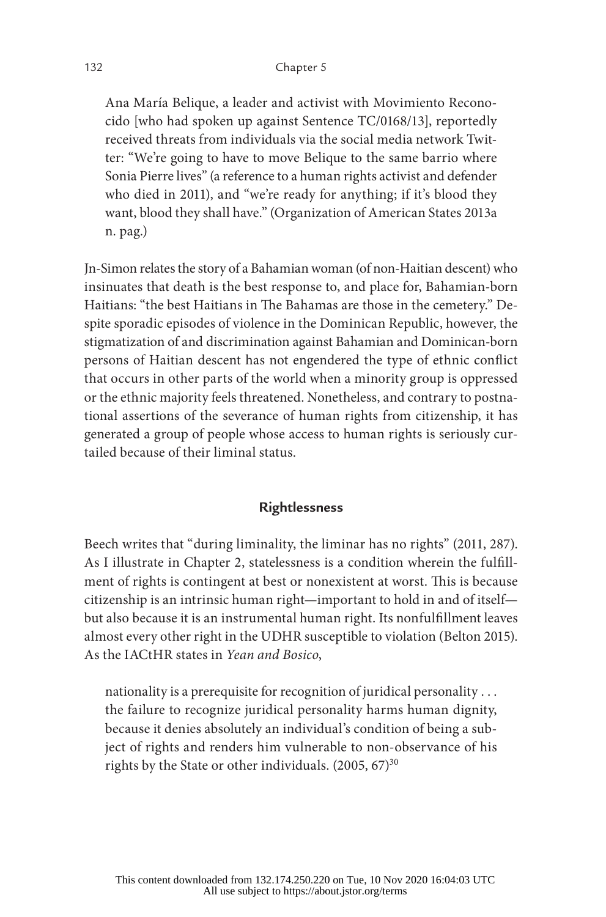> Ana María Belique, a leader and activist with Movimiento Reconocido [who had spoken up against Sentence TC/0168/13], reportedly received threats from individuals via the social media network Twitter: "We're going to have to move Belique to the same barrio where Sonia Pierre lives" (a reference to a human rights activist and defender who died in 2011), and "we're ready for anything; if it's blood they want, blood they shall have." (Organization of American States 2013a n. pag.)

Jn-Simon relates the story of a Bahamian woman (of non-Haitian descent) who insinuates that death is the best response to, and place for, Bahamian-born Haitians: "the best Haitians in The Bahamas are those in the cemetery." Despite sporadic episodes of violence in the Dominican Republic, however, the stigmatization of and discrimination against Bahamian and Dominican-born persons of Haitian descent has not engendered the type of ethnic conflict that occurs in other parts of the world when a minority group is oppressed or the ethnic majority feels threatened. Nonetheless, and contrary to postnational assertions of the severance of human rights from citizenship, it has generated a group of people whose access to human rights is seriously curtailed because of their liminal status.

## Rightlessness

Beech writes that "during liminality, the liminar has no rights" (2011, 287). As I illustrate in Chapter 2, statelessness is a condition wherein the fulfillment of rights is contingent at best or nonexistent at worst. This is because citizenship is an intrinsic human right—important to hold in and of itself—but also because it is an instrumental human right. Its nonfulfillment leaves almost every other right in the UDHR susceptible to violation (Belton 2015). As the IACtHR states in *Yean and Bosico*,

> nationality is a prerequisite for recognition of juridical personality . . . the failure to recognize juridical personality harms human dignity, because it denies absolutely an individual's condition of being a subject of rights and renders him vulnerable to non-observance of his rights by the State or other individuals. (2005, 67)[30]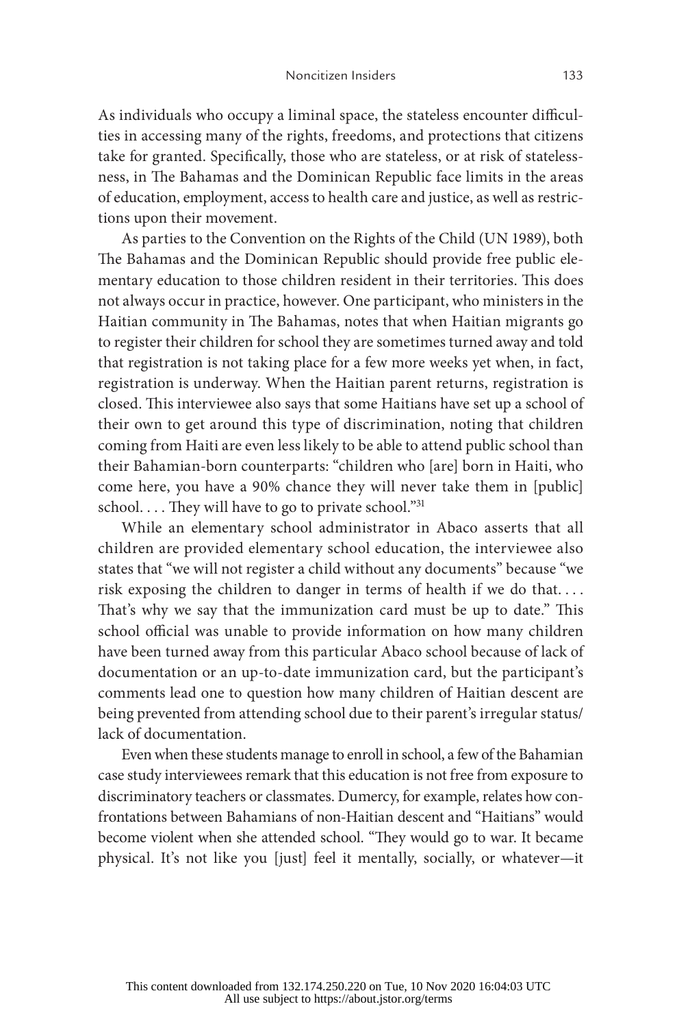As individuals who occupy a liminal space, the stateless encounter difficulties in accessing many of the rights, freedoms, and protections that citizens take for granted. Specifically, those who are stateless, or at risk of statelessness, in The Bahamas and the Dominican Republic face limits in the areas of education, employment, access to health care and justice, as well as restrictions upon their movement.

As parties to the Convention on the Rights of the Child (UN 1989), both The Bahamas and the Dominican Republic should provide free public elementary education to those children resident in their territories. This does not always occur in practice, however. One participant, who ministers in the Haitian community in The Bahamas, notes that when Haitian migrants go to register their children for school they are sometimes turned away and told that registration is not taking place for a few more weeks yet when, in fact, registration is underway. When the Haitian parent returns, registration is closed. This interviewee also says that some Haitians have set up a school of their own to get around this type of discrimination, noting that children coming from Haiti are even less likely to be able to attend public school than their Bahamian-born counterparts: "children who [are] born in Haiti, who come here, you have a 90% chance they will never take them in [public] school. . . . They will have to go to private school."[31]

While an elementary school administrator in Abaco asserts that all children are provided elementary school education, the interviewee also states that "we will not register a child without any documents" because "we risk exposing the children to danger in terms of health if we do that. . . . That's why we say that the immunization card must be up to date." This school official was unable to provide information on how many children have been turned away from this particular Abaco school because of lack of documentation or an up-to-date immunization card, but the participant's comments lead one to question how many children of Haitian descent are being prevented from attending school due to their parent's irregular status/ lack of documentation.

Even when these students manage to enroll in school, a few of the Bahamian case study interviewees remark that this education is not free from exposure to discriminatory teachers or classmates. Dumercy, for example, relates how confrontations between Bahamians of non-Haitian descent and "Haitians" would become violent when she attended school. "They would go to war. It became physical. It's not like you [just] feel it mentally, socially, or whatever—it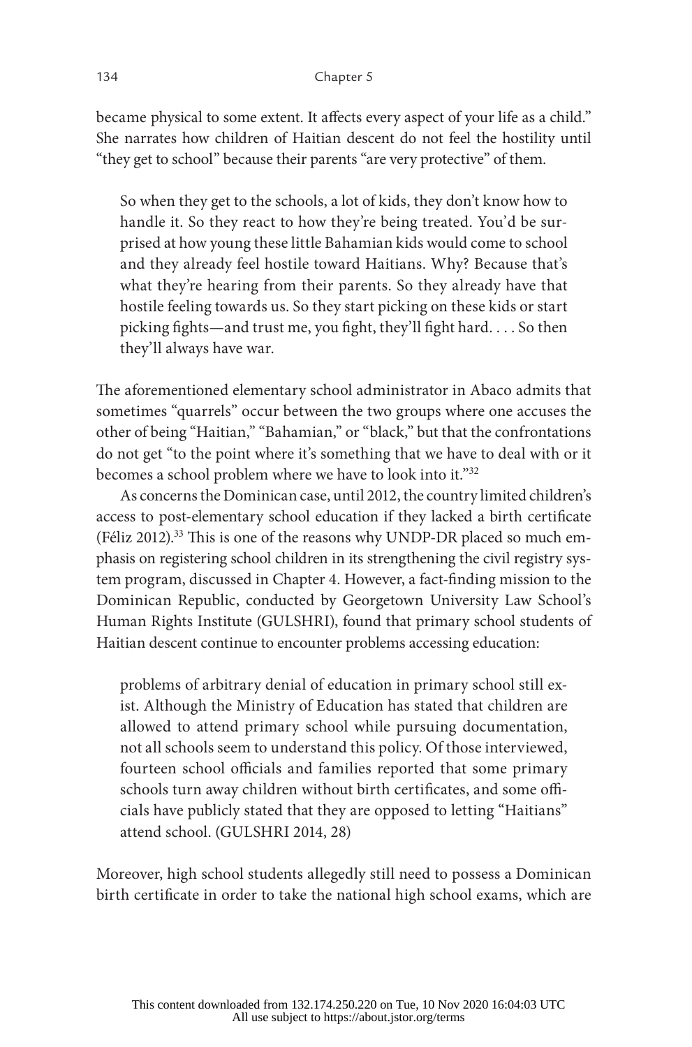became physical to some extent. It affects every aspect of your life as a child." She narrates how children of Haitian descent do not feel the hostility until "they get to school" because their parents "are very protective" of them.

> So when they get to the schools, a lot of kids, they don't know how to handle it. So they react to how they're being treated. You'd be surprised at how young these little Bahamian kids would come to school and they already feel hostile toward Haitians. Why? Because that's what they're hearing from their parents. So they already have that hostile feeling towards us. So they start picking on these kids or start picking fights—and trust me, you fight, they'll fight hard. . . . So then they'll always have war.

The aforementioned elementary school administrator in Abaco admits that sometimes "quarrels" occur between the two groups where one accuses the other of being "Haitian," "Bahamian," or "black," but that the confrontations do not get "to the point where it's something that we have to deal with or it becomes a school problem where we have to look into it."[32]

As concerns the Dominican case, until 2012, the country limited children's access to post-elementary school education if they lacked a birth certificate (Féliz 2012).[33] This is one of the reasons why UNDP-DR placed so much emphasis on registering school children in its strengthening the civil registry system program, discussed in Chapter 4. However, a fact-finding mission to the Dominican Republic, conducted by Georgetown University Law School's Human Rights Institute (GULSHRI), found that primary school students of Haitian descent continue to encounter problems accessing education:

> problems of arbitrary denial of education in primary school still exist. Although the Ministry of Education has stated that children are allowed to attend primary school while pursuing documentation, not all schools seem to understand this policy. Of those interviewed, fourteen school officials and families reported that some primary schools turn away children without birth certificates, and some officials have publicly stated that they are opposed to letting "Haitians" attend school. (GULSHRI 2014, 28)

Moreover, high school students allegedly still need to possess a Dominican birth certificate in order to take the national high school exams, which are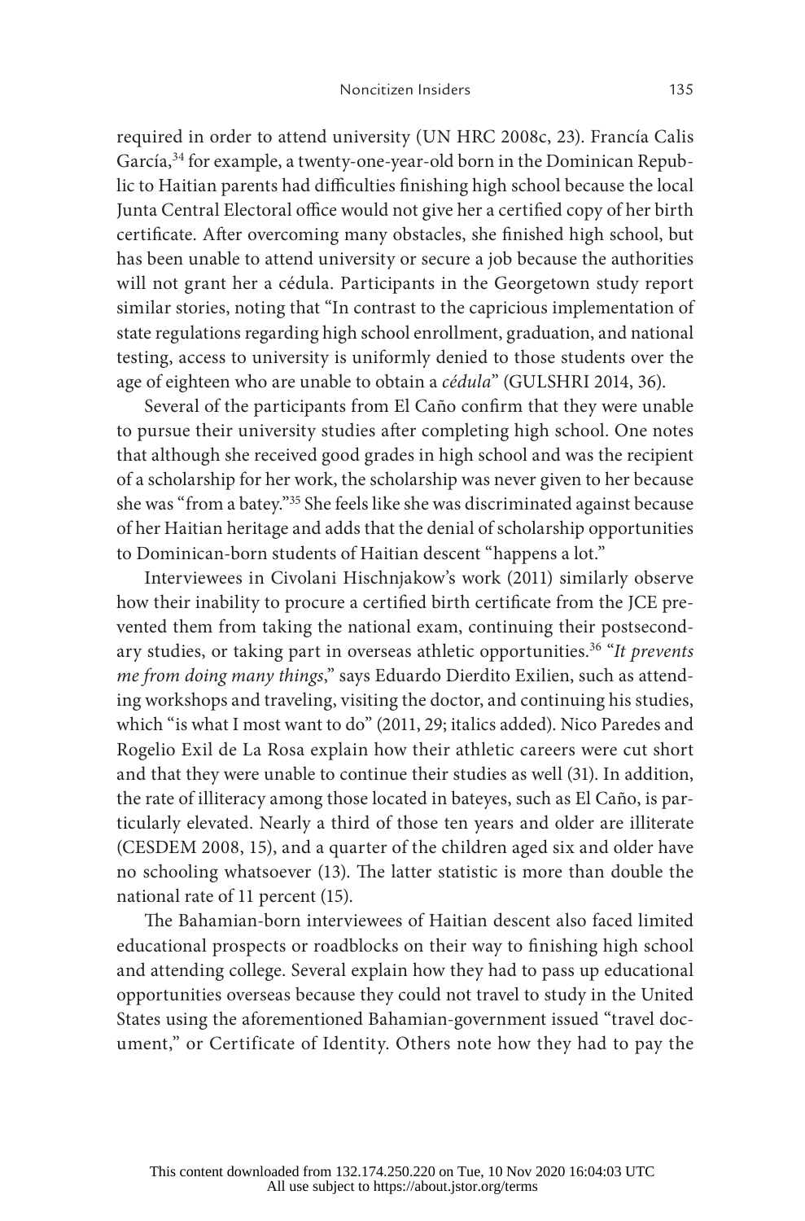required in order to attend university (UN HRC 2008c, 23). Francía Calis García,[34] for example, a twenty-one-year-old born in the Dominican Republic to Haitian parents had difficulties finishing high school because the local Junta Central Electoral office would not give her a certified copy of her birth certificate. After overcoming many obstacles, she finished high school, but has been unable to attend university or secure a job because the authorities will not grant her a cédula. Participants in the Georgetown study report similar stories, noting that "In contrast to the capricious implementation of state regulations regarding high school enrollment, graduation, and national testing, access to university is uniformly denied to those students over the age of eighteen who are unable to obtain a *cédula*" (GULSHRI 2014, 36).

Several of the participants from El Caño confirm that they were unable to pursue their university studies after completing high school. One notes that although she received good grades in high school and was the recipient of a scholarship for her work, the scholarship was never given to her because she was "from a batey."[35] She feels like she was discriminated against because of her Haitian heritage and adds that the denial of scholarship opportunities to Dominican-born students of Haitian descent "happens a lot."

Interviewees in Civolani Hischnjakow's work (2011) similarly observe how their inability to procure a certified birth certificate from the JCE prevented them from taking the national exam, continuing their postsecondary studies, or taking part in overseas athletic opportunities.[36] "*It prevents me from doing many things*," says Eduardo Dierdito Exilien, such as attending workshops and traveling, visiting the doctor, and continuing his studies, which "is what I most want to do" (2011, 29; italics added). Nico Paredes and Rogelio Exil de La Rosa explain how their athletic careers were cut short and that they were unable to continue their studies as well (31). In addition, the rate of illiteracy among those located in bateyes, such as El Caño, is particularly elevated. Nearly a third of those ten years and older are illiterate (CESDEM 2008, 15), and a quarter of the children aged six and older have no schooling whatsoever (13). The latter statistic is more than double the national rate of 11 percent (15).

The Bahamian-born interviewees of Haitian descent also faced limited educational prospects or roadblocks on their way to finishing high school and attending college. Several explain how they had to pass up educational opportunities overseas because they could not travel to study in the United States using the aforementioned Bahamian-government issued "travel document," or Certificate of Identity. Others note how they had to pay the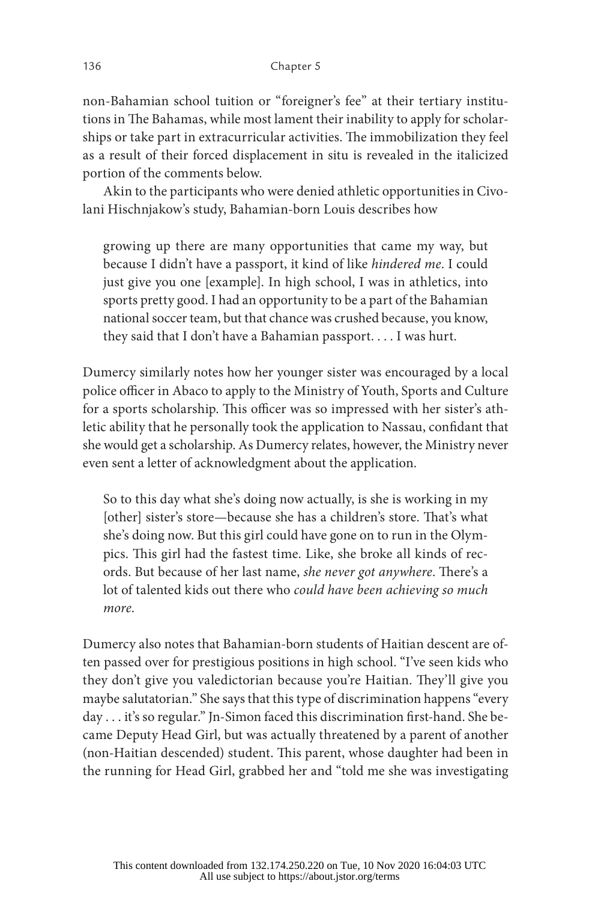non-Bahamian school tuition or "foreigner's fee" at their tertiary institutions in The Bahamas, while most lament their inability to apply for scholarships or take part in extracurricular activities. The immobilization they feel as a result of their forced displacement in situ is revealed in the italicized portion of the comments below.

Akin to the participants who were denied athletic opportunities in Civolani Hischnjakow's study, Bahamian-born Louis describes how

> growing up there are many opportunities that came my way, but because I didn't have a passport, it kind of like *hindered me*. I could just give you one [example]. In high school, I was in athletics, into sports pretty good. I had an opportunity to be a part of the Bahamian national soccer team, but that chance was crushed because, you know, they said that I don't have a Bahamian passport. . . . I was hurt.

Dumercy similarly notes how her younger sister was encouraged by a local police officer in Abaco to apply to the Ministry of Youth, Sports and Culture for a sports scholarship. This officer was so impressed with her sister's athletic ability that he personally took the application to Nassau, confidant that she would get a scholarship. As Dumercy relates, however, the Ministry never even sent a letter of acknowledgment about the application.

> So to this day what she's doing now actually, is she is working in my [other] sister's store—because she has a children's store. That's what she's doing now. But this girl could have gone on to run in the Olympics. This girl had the fastest time. Like, she broke all kinds of records. But because of her last name, *she never got anywhere*. There's a lot of talented kids out there who *could have been achieving so much more*.

Dumercy also notes that Bahamian-born students of Haitian descent are often passed over for prestigious positions in high school. "I've seen kids who they don't give you valedictorian because you're Haitian. They'll give you maybe salutatorian." She says that this type of discrimination happens "every day . . . it's so regular." Jn-Simon faced this discrimination first-hand. She became Deputy Head Girl, but was actually threatened by a parent of another (non-Haitian descended) student. This parent, whose daughter had been in the running for Head Girl, grabbed her and "told me she was investigating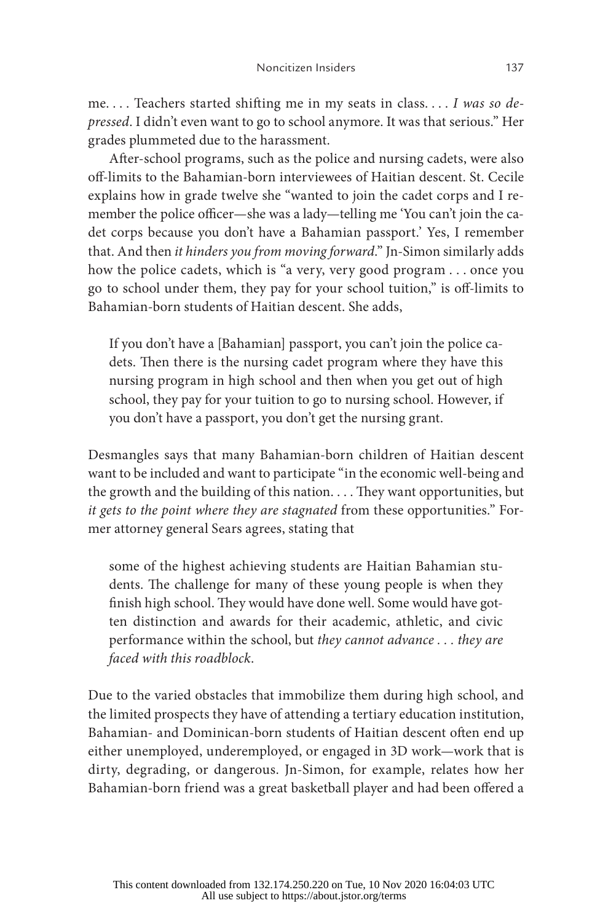me. . . . Teachers started shifting me in my seats in class. . . . *I was so depressed*. I didn't even want to go to school anymore. It was that serious." Her grades plummeted due to the harassment.

After-school programs, such as the police and nursing cadets, were also off-limits to the Bahamian-born interviewees of Haitian descent. St. Cecile explains how in grade twelve she "wanted to join the cadet corps and I remember the police officer—she was a lady—telling me 'You can't join the cadet corps because you don't have a Bahamian passport.' Yes, I remember that. And then *it hinders you from moving forward*." Jn-Simon similarly adds how the police cadets, which is "a very, very good program . . . once you go to school under them, they pay for your school tuition," is off-limits to Bahamian-born students of Haitian descent. She adds,

> If you don't have a [Bahamian] passport, you can't join the police cadets. Then there is the nursing cadet program where they have this nursing program in high school and then when you get out of high school, they pay for your tuition to go to nursing school. However, if you don't have a passport, you don't get the nursing grant.

Desmangles says that many Bahamian-born children of Haitian descent want to be included and want to participate "in the economic well-being and the growth and the building of this nation. . . . They want opportunities, but *it gets to the point where they are stagnated* from these opportunities." Former attorney general Sears agrees, stating that

> some of the highest achieving students are Haitian Bahamian students. The challenge for many of these young people is when they finish high school. They would have done well. Some would have gotten distinction and awards for their academic, athletic, and civic performance within the school, but *they cannot advance . . . they are faced with this roadblock*.

Due to the varied obstacles that immobilize them during high school, and the limited prospects they have of attending a tertiary education institution, Bahamian- and Dominican-born students of Haitian descent often end up either unemployed, underemployed, or engaged in 3D work—work that is dirty, degrading, or dangerous. Jn-Simon, for example, relates how her Bahamian-born friend was a great basketball player and had been offered a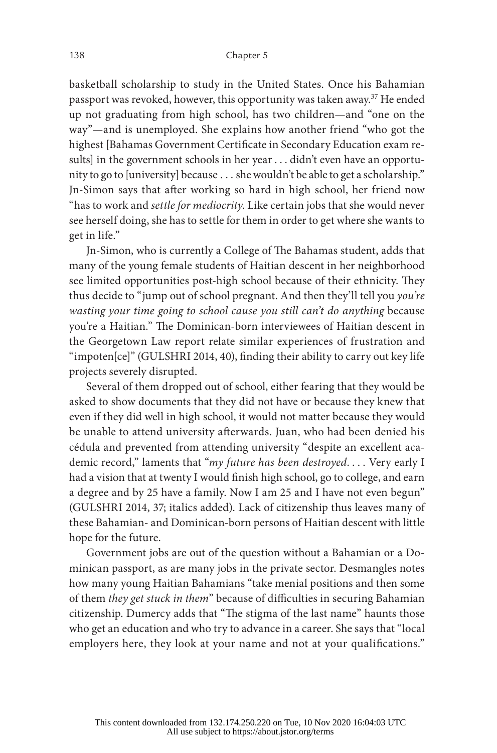basketball scholarship to study in the United States. Once his Bahamian passport was revoked, however, this opportunity was taken away.[37] He ended up not graduating from high school, has two children—and "one on the way"—and is unemployed. She explains how another friend "who got the highest [Bahamas Government Certificate in Secondary Education exam results] in the government schools in her year . . . didn't even have an opportunity to go to [university] because . . . she wouldn't be able to get a scholarship." Jn-Simon says that after working so hard in high school, her friend now "has to work and *settle for mediocrity*. Like certain jobs that she would never see herself doing, she has to settle for them in order to get where she wants to get in life."

Jn-Simon, who is currently a College of The Bahamas student, adds that many of the young female students of Haitian descent in her neighborhood see limited opportunities post-high school because of their ethnicity. They thus decide to "jump out of school pregnant. And then they'll tell you *you're wasting your time going to school cause you still can't do anything* because you're a Haitian." The Dominican-born interviewees of Haitian descent in the Georgetown Law report relate similar experiences of frustration and "impoten[ce]" (GULSHRI 2014, 40), finding their ability to carry out key life projects severely disrupted.

Several of them dropped out of school, either fearing that they would be asked to show documents that they did not have or because they knew that even if they did well in high school, it would not matter because they would be unable to attend university afterwards. Juan, who had been denied his cédula and prevented from attending university "despite an excellent academic record," laments that "*my future has been destroyed*. . . . Very early I had a vision that at twenty I would finish high school, go to college, and earn a degree and by 25 have a family. Now I am 25 and I have not even begun" (GULSHRI 2014, 37; italics added). Lack of citizenship thus leaves many of these Bahamian- and Dominican-born persons of Haitian descent with little hope for the future.

Government jobs are out of the question without a Bahamian or a Dominican passport, as are many jobs in the private sector. Desmangles notes how many young Haitian Bahamians "take menial positions and then some of them *they get stuck in them*" because of difficulties in securing Bahamian citizenship. Dumercy adds that "The stigma of the last name" haunts those who get an education and who try to advance in a career. She says that "local employers here, they look at your name and not at your qualifications."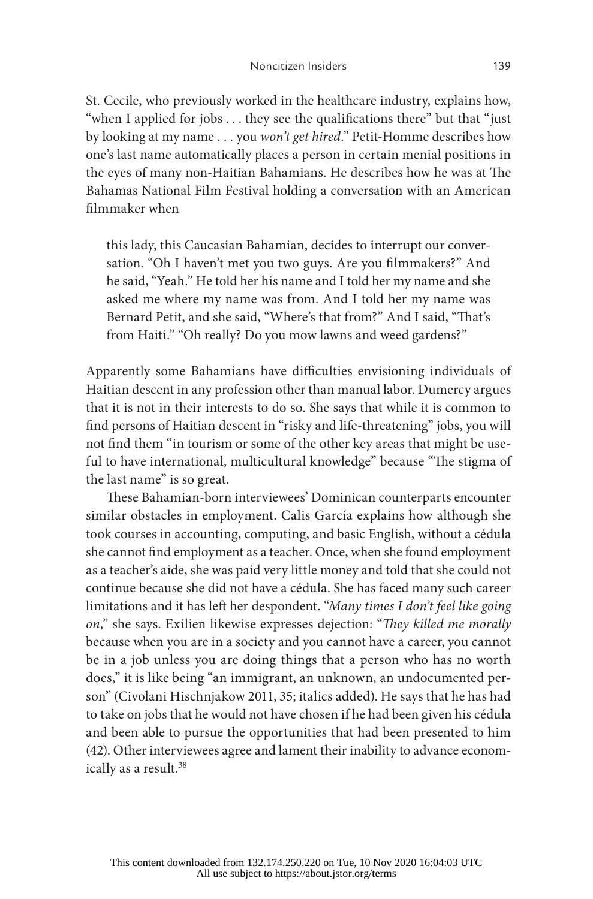St. Cecile, who previously worked in the healthcare industry, explains how, "when I applied for jobs . . . they see the qualifications there" but that "just by looking at my name . . . you *won't get hired*." Petit-Homme describes how one's last name automatically places a person in certain menial positions in the eyes of many non-Haitian Bahamians. He describes how he was at The Bahamas National Film Festival holding a conversation with an American filmmaker when

> this lady, this Caucasian Bahamian, decides to interrupt our conversation. "Oh I haven't met you two guys. Are you filmmakers?" And he said, "Yeah." He told her his name and I told her my name and she asked me where my name was from. And I told her my name was Bernard Petit, and she said, "Where's that from?" And I said, "That's from Haiti." "Oh really? Do you mow lawns and weed gardens?"

Apparently some Bahamians have difficulties envisioning individuals of Haitian descent in any profession other than manual labor. Dumercy argues that it is not in their interests to do so. She says that while it is common to find persons of Haitian descent in "risky and life-threatening" jobs, you will not find them "in tourism or some of the other key areas that might be useful to have international, multicultural knowledge" because "The stigma of the last name" is so great.

These Bahamian-born interviewees' Dominican counterparts encounter similar obstacles in employment. Calis García explains how although she took courses in accounting, computing, and basic English, without a cédula she cannot find employment as a teacher. Once, when she found employment as a teacher's aide, she was paid very little money and told that she could not continue because she did not have a cédula. She has faced many such career limitations and it has left her despondent. "*Many times I don't feel like going on*," she says. Exilien likewise expresses dejection: "*They killed me morally* because when you are in a society and you cannot have a career, you cannot be in a job unless you are doing things that a person who has no worth does," it is like being "an immigrant, an unknown, an undocumented person" (Civolani Hischnjakow 2011, 35; italics added). He says that he has had to take on jobs that he would not have chosen if he had been given his cédula and been able to pursue the opportunities that had been presented to him (42). Other interviewees agree and lament their inability to advance economically as a result.[38]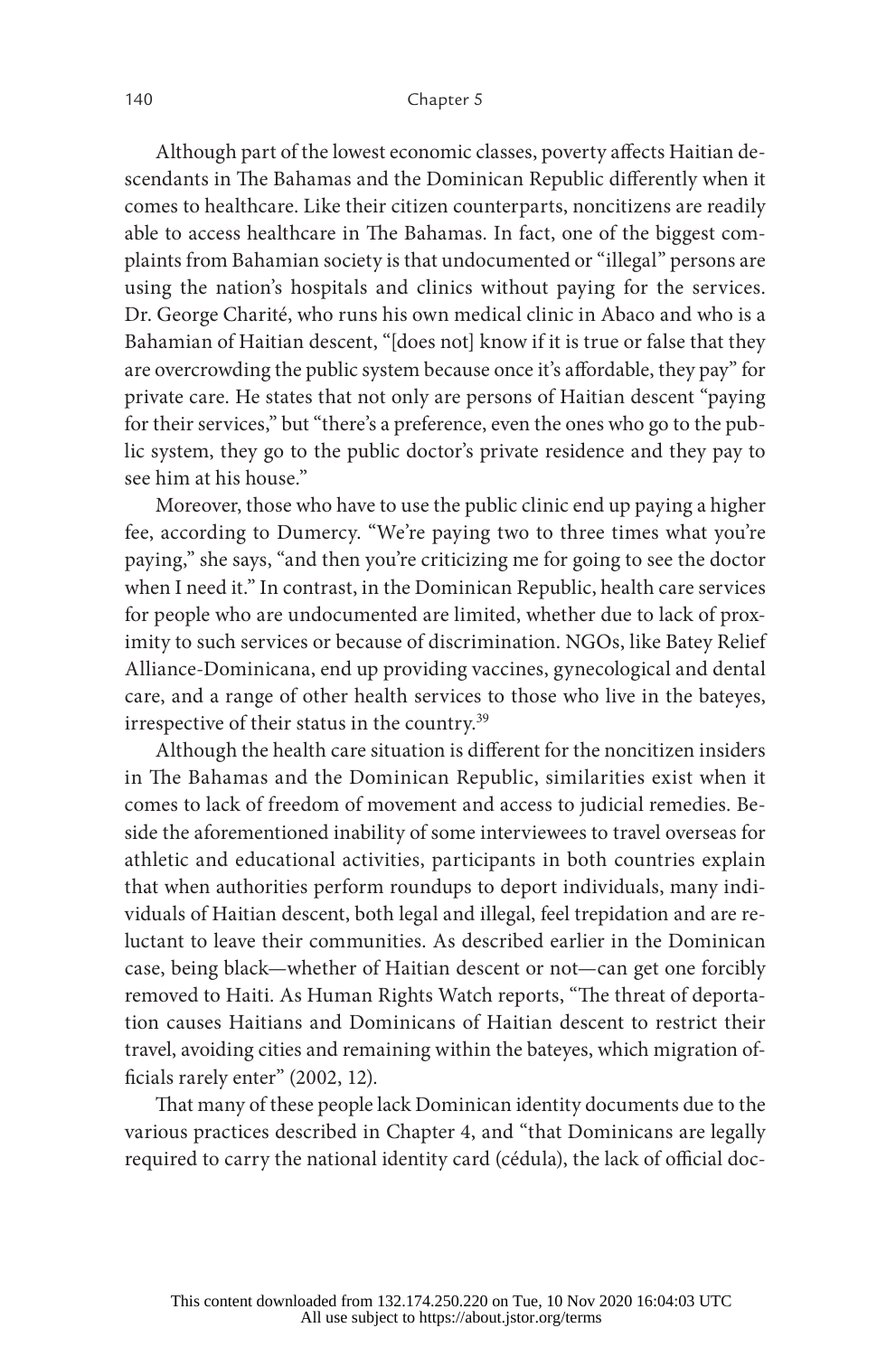Although part of the lowest economic classes, poverty affects Haitian descendants in The Bahamas and the Dominican Republic differently when it comes to healthcare. Like their citizen counterparts, noncitizens are readily able to access healthcare in The Bahamas. In fact, one of the biggest complaints from Bahamian society is that undocumented or "illegal" persons are using the nation's hospitals and clinics without paying for the services. Dr. George Charité, who runs his own medical clinic in Abaco and who is a Bahamian of Haitian descent, "[does not] know if it is true or false that they are overcrowding the public system because once it's affordable, they pay" for private care. He states that not only are persons of Haitian descent "paying for their services," but "there's a preference, even the ones who go to the public system, they go to the public doctor's private residence and they pay to see him at his house."

Moreover, those who have to use the public clinic end up paying a higher fee, according to Dumercy. "We're paying two to three times what you're paying," she says, "and then you're criticizing me for going to see the doctor when I need it." In contrast, in the Dominican Republic, health care services for people who are undocumented are limited, whether due to lack of proximity to such services or because of discrimination. NGOs, like Batey Relief Alliance-Dominicana, end up providing vaccines, gynecological and dental care, and a range of other health services to those who live in the bateyes, irrespective of their status in the country.[39]

Although the health care situation is different for the noncitizen insiders in The Bahamas and the Dominican Republic, similarities exist when it comes to lack of freedom of movement and access to judicial remedies. Beside the aforementioned inability of some interviewees to travel overseas for athletic and educational activities, participants in both countries explain that when authorities perform roundups to deport individuals, many individuals of Haitian descent, both legal and illegal, feel trepidation and are reluctant to leave their communities. As described earlier in the Dominican case, being black—whether of Haitian descent or not—can get one forcibly removed to Haiti. As Human Rights Watch reports, "The threat of deportation causes Haitians and Dominicans of Haitian descent to restrict their travel, avoiding cities and remaining within the bateyes, which migration officials rarely enter" (2002, 12).

That many of these people lack Dominican identity documents due to the various practices described in Chapter 4, and "that Dominicans are legally required to carry the national identity card (cédula), the lack of official doc-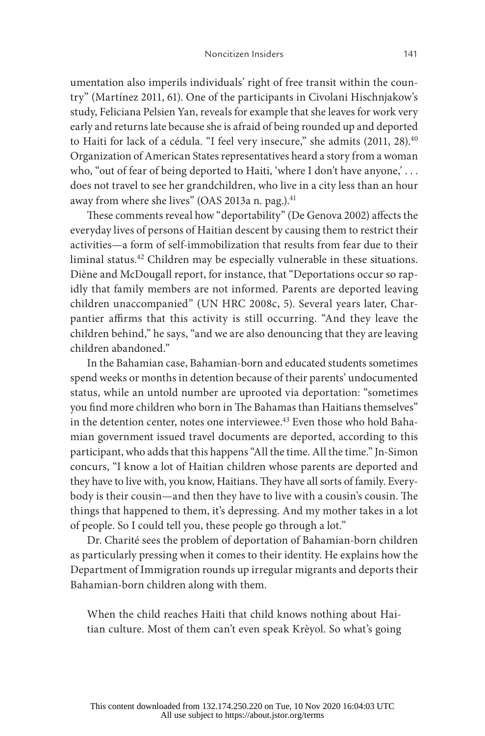umentation also imperils individuals' right of free transit within the country" (Martínez 2011, 61). One of the participants in Civolani Hischnjakow's study, Feliciana Pelsien Yan, reveals for example that she leaves for work very early and returns late because she is afraid of being rounded up and deported to Haiti for lack of a cédula. "I feel very insecure," she admits (2011, 28).[40] Organization of American States representatives heard a story from a woman who, "out of fear of being deported to Haiti, 'where I don't have anyone,' . . . does not travel to see her grandchildren, who live in a city less than an hour away from where she lives" (OAS 2013a n. pag.).[41]

These comments reveal how "deportability" (De Genova 2002) affects the everyday lives of persons of Haitian descent by causing them to restrict their activities—a form of self-immobilization that results from fear due to their liminal status.[42] Children may be especially vulnerable in these situations. Diène and McDougall report, for instance, that "Deportations occur so rapidly that family members are not informed. Parents are deported leaving children unaccompanied" (UN HRC 2008c, 5). Several years later, Charpantier affirms that this activity is still occurring. "And they leave the children behind," he says, "and we are also denouncing that they are leaving children abandoned."

In the Bahamian case, Bahamian-born and educated students sometimes spend weeks or months in detention because of their parents' undocumented status, while an untold number are uprooted via deportation: "sometimes you find more children who born in The Bahamas than Haitians themselves" in the detention center, notes one interviewee.[43] Even those who hold Bahamian government issued travel documents are deported, according to this participant, who adds that this happens "All the time. All the time." Jn-Simon concurs, "I know a lot of Haitian children whose parents are deported and they have to live with, you know, Haitians. They have all sorts of family. Everybody is their cousin—and then they have to live with a cousin's cousin. The things that happened to them, it's depressing. And my mother takes in a lot of people. So I could tell you, these people go through a lot."

Dr. Charité sees the problem of deportation of Bahamian-born children as particularly pressing when it comes to their identity. He explains how the Department of Immigration rounds up irregular migrants and deports their Bahamian-born children along with them.

> When the child reaches Haiti that child knows nothing about Haitian culture. Most of them can't even speak Krèyol. So what's going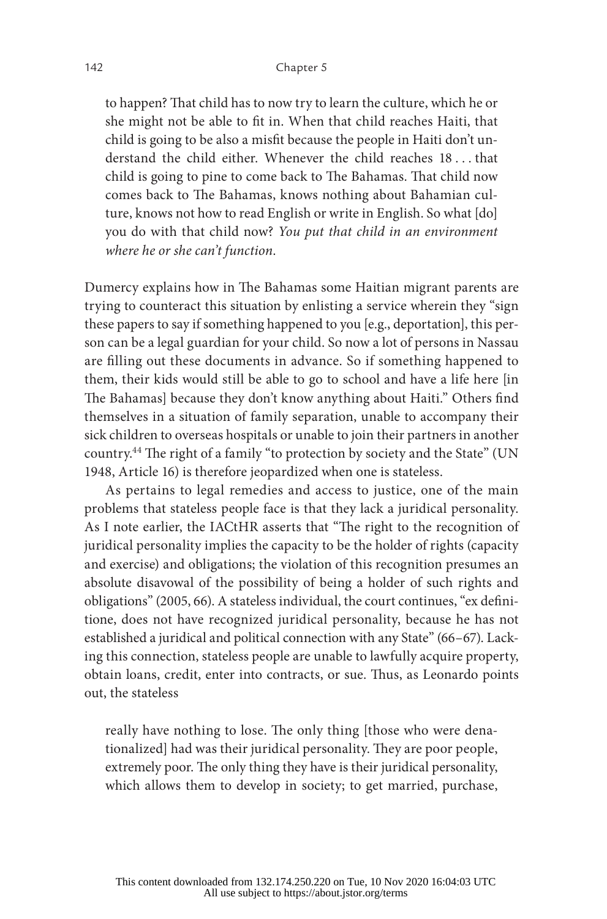to happen? That child has to now try to learn the culture, which he or she might not be able to fit in. When that child reaches Haiti, that child is going to be also a misfit because the people in Haiti don't understand the child either. Whenever the child reaches 18 . . . that child is going to pine to come back to The Bahamas. That child now comes back to The Bahamas, knows nothing about Bahamian culture, knows not how to read English or write in English. So what [do] you do with that child now? *You put that child in an environment where he or she can't function.*

Dumercy explains how in The Bahamas some Haitian migrant parents are trying to counteract this situation by enlisting a service wherein they "sign these papers to say if something happened to you [e.g., deportation], this person can be a legal guardian for your child. So now a lot of persons in Nassau are filling out these documents in advance. So if something happened to them, their kids would still be able to go to school and have a life here [in The Bahamas] because they don't know anything about Haiti." Others find themselves in a situation of family separation, unable to accompany their sick children to overseas hospitals or unable to join their partners in another country.[44] The right of a family "to protection by society and the State" (UN 1948, Article 16) is therefore jeopardized when one is stateless.

As pertains to legal remedies and access to justice, one of the main problems that stateless people face is that they lack a juridical personality. As I note earlier, the IACtHR asserts that "The right to the recognition of juridical personality implies the capacity to be the holder of rights (capacity and exercise) and obligations; the violation of this recognition presumes an absolute disavowal of the possibility of being a holder of such rights and obligations" (2005, 66). A stateless individual, the court continues, "ex definitione, does not have recognized juridical personality, because he has not established a juridical and political connection with any State" (66–67). Lacking this connection, stateless people are unable to lawfully acquire property, obtain loans, credit, enter into contracts, or sue. Thus, as Leonardo points out, the stateless

really have nothing to lose. The only thing [those who were denationalized] had was their juridical personality. They are poor people, extremely poor. The only thing they have is their juridical personality, which allows them to develop in society; to get married, purchase,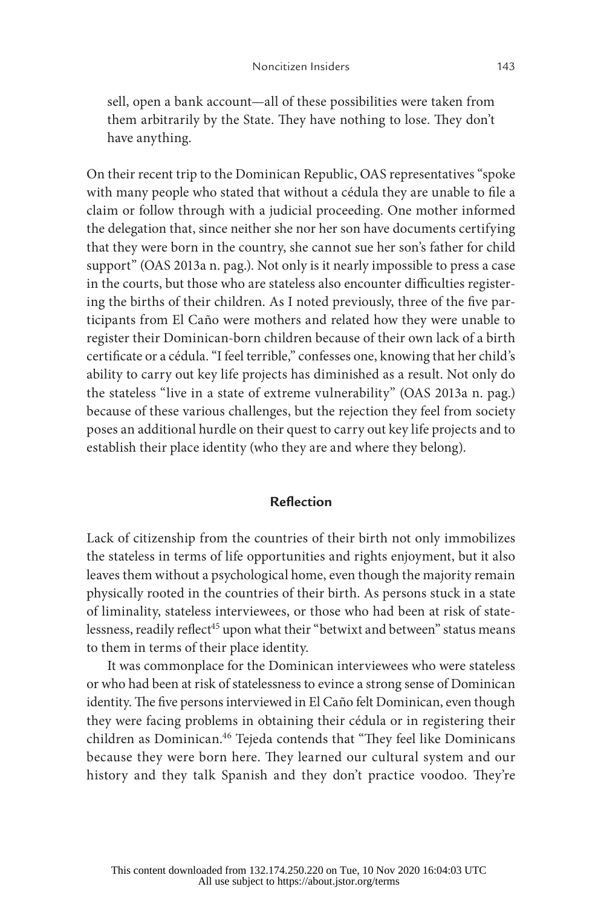sell, open a bank account—all of these possibilities were taken from them arbitrarily by the State. They have nothing to lose. They don't have anything.

On their recent trip to the Dominican Republic, OAS representatives "spoke with many people who stated that without a cédula they are unable to file a claim or follow through with a judicial proceeding. One mother informed the delegation that, since neither she nor her son have documents certifying that they were born in the country, she cannot sue her son's father for child support" (OAS 2013a n. pag.). Not only is it nearly impossible to press a case in the courts, but those who are stateless also encounter difficulties registering the births of their children. As I noted previously, three of the five participants from El Caño were mothers and related how they were unable to register their Dominican-born children because of their own lack of a birth certificate or a cédula. "I feel terrible," confesses one, knowing that her child's ability to carry out key life projects has diminished as a result. Not only do the stateless "live in a state of extreme vulnerability" (OAS 2013a n. pag.) because of these various challenges, but the rejection they feel from society poses an additional hurdle on their quest to carry out key life projects and to establish their place identity (who they are and where they belong).

## Reflection

Lack of citizenship from the countries of their birth not only immobilizes the stateless in terms of life opportunities and rights enjoyment, but it also leaves them without a psychological home, even though the majority remain physically rooted in the countries of their birth. As persons stuck in a state of liminality, stateless interviewees, or those who had been at risk of statelessness, readily reflect[45] upon what their "betwixt and between" status means to them in terms of their place identity.

It was commonplace for the Dominican interviewees who were stateless or who had been at risk of statelessness to evince a strong sense of Dominican identity. The five persons interviewed in El Caño felt Dominican, even though they were facing problems in obtaining their cédula or in registering their children as Dominican.[46] Tejeda contends that "They feel like Dominicans because they were born here. They learned our cultural system and our history and they talk Spanish and they don't practice voodoo. They're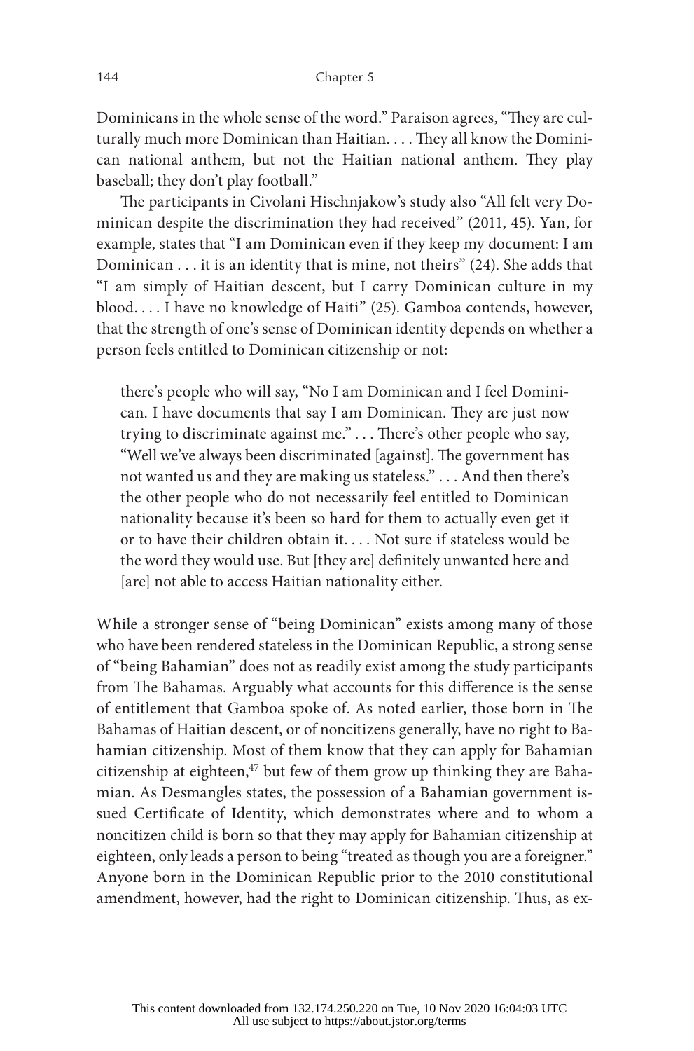Dominicans in the whole sense of the word." Paraison agrees, "They are culturally much more Dominican than Haitian. . . . They all know the Dominican national anthem, but not the Haitian national anthem. They play baseball; they don't play football."

The participants in Civolani Hischnjakow's study also "All felt very Dominican despite the discrimination they had received" (2011, 45). Yan, for example, states that "I am Dominican even if they keep my document: I am Dominican . . . it is an identity that is mine, not theirs" (24). She adds that "I am simply of Haitian descent, but I carry Dominican culture in my blood. . . . I have no knowledge of Haiti" (25). Gamboa contends, however, that the strength of one's sense of Dominican identity depends on whether a person feels entitled to Dominican citizenship or not:

> there's people who will say, "No I am Dominican and I feel Dominican. I have documents that say I am Dominican. They are just now trying to discriminate against me." . . . There's other people who say, "Well we've always been discriminated [against]. The government has not wanted us and they are making us stateless." . . . And then there's the other people who do not necessarily feel entitled to Dominican nationality because it's been so hard for them to actually even get it or to have their children obtain it. . . . Not sure if stateless would be the word they would use. But [they are] definitely unwanted here and [are] not able to access Haitian nationality either.

While a stronger sense of "being Dominican" exists among many of those who have been rendered stateless in the Dominican Republic, a strong sense of "being Bahamian" does not as readily exist among the study participants from The Bahamas. Arguably what accounts for this difference is the sense of entitlement that Gamboa spoke of. As noted earlier, those born in The Bahamas of Haitian descent, or of noncitizens generally, have no right to Bahamian citizenship. Most of them know that they can apply for Bahamian citizenship at eighteen,[47] but few of them grow up thinking they are Bahamian. As Desmangles states, the possession of a Bahamian government issued Certificate of Identity, which demonstrates where and to whom a noncitizen child is born so that they may apply for Bahamian citizenship at eighteen, only leads a person to being "treated as though you are a foreigner." Anyone born in the Dominican Republic prior to the 2010 constitutional amendment, however, had the right to Dominican citizenship. Thus, as ex-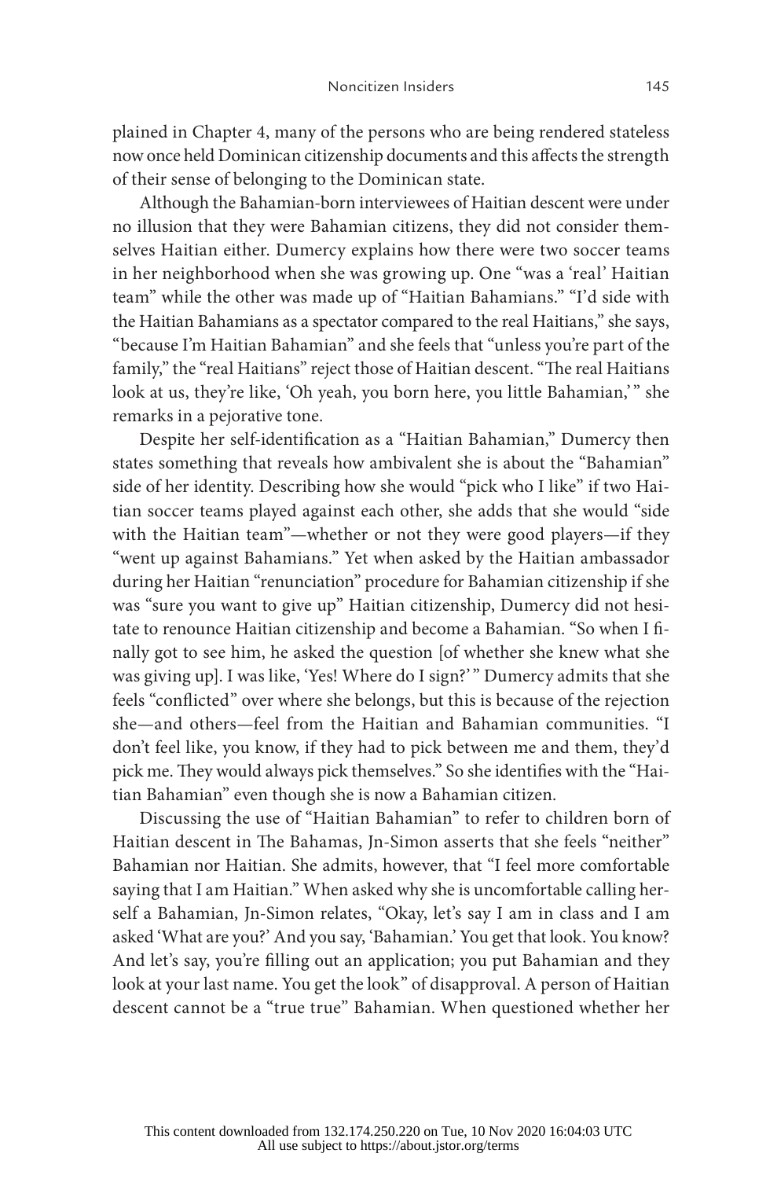plained in Chapter 4, many of the persons who are being rendered stateless now once held Dominican citizenship documents and this affects the strength of their sense of belonging to the Dominican state.

Although the Bahamian-born interviewees of Haitian descent were under no illusion that they were Bahamian citizens, they did not consider themselves Haitian either. Dumercy explains how there were two soccer teams in her neighborhood when she was growing up. One "was a 'real' Haitian team" while the other was made up of "Haitian Bahamians." "I'd side with the Haitian Bahamians as a spectator compared to the real Haitians," she says, "because I'm Haitian Bahamian" and she feels that "unless you're part of the family," the "real Haitians" reject those of Haitian descent. "The real Haitians look at us, they're like, 'Oh yeah, you born here, you little Bahamian,'" she remarks in a pejorative tone.

Despite her self-identification as a "Haitian Bahamian," Dumercy then states something that reveals how ambivalent she is about the "Bahamian" side of her identity. Describing how she would "pick who I like" if two Haitian soccer teams played against each other, she adds that she would "side with the Haitian team"—whether or not they were good players—if they "went up against Bahamians." Yet when asked by the Haitian ambassador during her Haitian "renunciation" procedure for Bahamian citizenship if she was "sure you want to give up" Haitian citizenship, Dumercy did not hesitate to renounce Haitian citizenship and become a Bahamian. "So when I finally got to see him, he asked the question [of whether she knew what she was giving up]. I was like, 'Yes! Where do I sign?'" Dumercy admits that she feels "conflicted" over where she belongs, but this is because of the rejection she—and others—feel from the Haitian and Bahamian communities. "I don't feel like, you know, if they had to pick between me and them, they'd pick me. They would always pick themselves." So she identifies with the "Haitian Bahamian" even though she is now a Bahamian citizen.

Discussing the use of "Haitian Bahamian" to refer to children born of Haitian descent in The Bahamas, Jn-Simon asserts that she feels "neither" Bahamian nor Haitian. She admits, however, that "I feel more comfortable saying that I am Haitian." When asked why she is uncomfortable calling herself a Bahamian, Jn-Simon relates, "Okay, let's say I am in class and I am asked 'What are you?' And you say, 'Bahamian.' You get that look. You know? And let's say, you're filling out an application; you put Bahamian and they look at your last name. You get the look" of disapproval. A person of Haitian descent cannot be a "true true" Bahamian. When questioned whether her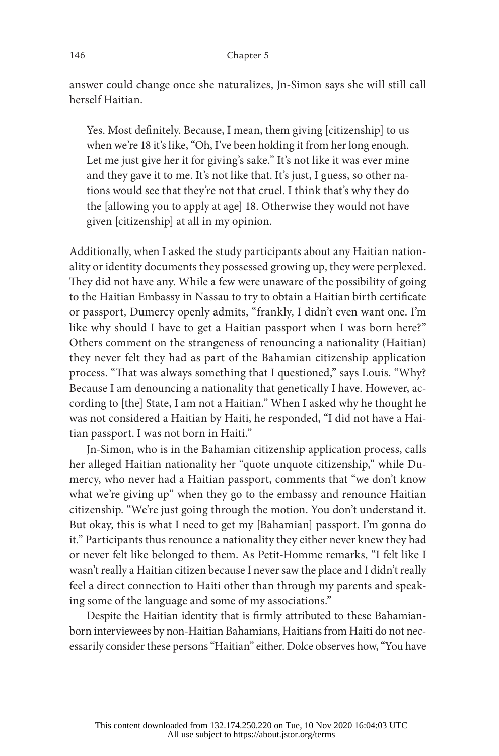answer could change once she naturalizes, Jn-Simon says she will still call herself Haitian.

> Yes. Most definitely. Because, I mean, them giving [citizenship] to us when we're 18 it's like, "Oh, I've been holding it from her long enough. Let me just give her it for giving's sake." It's not like it was ever mine and they gave it to me. It's not like that. It's just, I guess, so other nations would see that they're not that cruel. I think that's why they do the [allowing you to apply at age] 18. Otherwise they would not have given [citizenship] at all in my opinion.

Additionally, when I asked the study participants about any Haitian nationality or identity documents they possessed growing up, they were perplexed. They did not have any. While a few were unaware of the possibility of going to the Haitian Embassy in Nassau to try to obtain a Haitian birth certificate or passport, Dumercy openly admits, "frankly, I didn't even want one. I'm like why should I have to get a Haitian passport when I was born here?" Others comment on the strangeness of renouncing a nationality (Haitian) they never felt they had as part of the Bahamian citizenship application process. "That was always something that I questioned," says Louis. "Why? Because I am denouncing a nationality that genetically I have. However, according to [the] State, I am not a Haitian." When I asked why he thought he was not considered a Haitian by Haiti, he responded, "I did not have a Haitian passport. I was not born in Haiti."

Jn-Simon, who is in the Bahamian citizenship application process, calls her alleged Haitian nationality her "quote unquote citizenship," while Dumercy, who never had a Haitian passport, comments that "we don't know what we're giving up" when they go to the embassy and renounce Haitian citizenship. "We're just going through the motion. You don't understand it. But okay, this is what I need to get my [Bahamian] passport. I'm gonna do it." Participants thus renounce a nationality they either never knew they had or never felt like belonged to them. As Petit-Homme remarks, "I felt like I wasn't really a Haitian citizen because I never saw the place and I didn't really feel a direct connection to Haiti other than through my parents and speaking some of the language and some of my associations."

Despite the Haitian identity that is firmly attributed to these Bahamian-born interviewees by non-Haitian Bahamians, Haitians from Haiti do not necessarily consider these persons "Haitian" either. Dolce observes how, "You have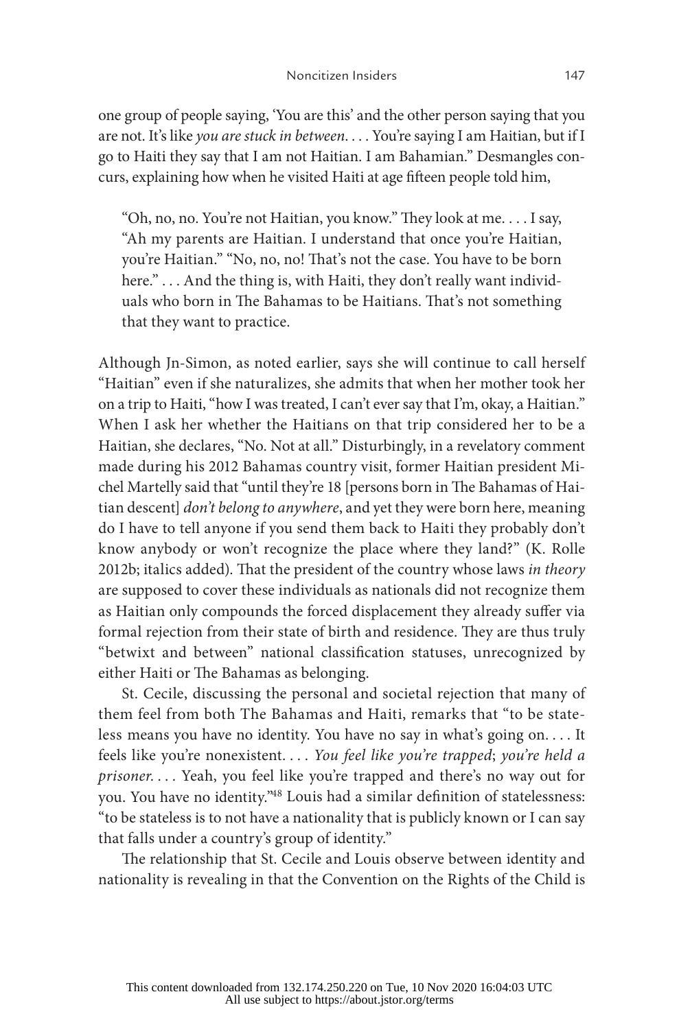one group of people saying, 'You are this' and the other person saying that you are not. It's like *you are stuck in between*. . . . You're saying I am Haitian, but if I go to Haiti they say that I am not Haitian. I am Bahamian." Desmangles concurs, explaining how when he visited Haiti at age fifteen people told him,

> "Oh, no, no. You're not Haitian, you know." They look at me. . . . I say, "Ah my parents are Haitian. I understand that once you're Haitian, you're Haitian." "No, no, no! That's not the case. You have to be born here." . . . And the thing is, with Haiti, they don't really want individuals who born in The Bahamas to be Haitians. That's not something that they want to practice.

Although Jn-Simon, as noted earlier, says she will continue to call herself "Haitian" even if she naturalizes, she admits that when her mother took her on a trip to Haiti, "how I was treated, I can't ever say that I'm, okay, a Haitian." When I ask her whether the Haitians on that trip considered her to be a Haitian, she declares, "No. Not at all." Disturbingly, in a revelatory comment made during his 2012 Bahamas country visit, former Haitian president Michel Martelly said that "until they're 18 [persons born in The Bahamas of Haitian descent] *don't belong to anywhere*, and yet they were born here, meaning do I have to tell anyone if you send them back to Haiti they probably don't know anybody or won't recognize the place where they land?" (K. Rolle 2012b; italics added). That the president of the country whose laws *in theory* are supposed to cover these individuals as nationals did not recognize them as Haitian only compounds the forced displacement they already suffer via formal rejection from their state of birth and residence. They are thus truly "betwixt and between" national classification statuses, unrecognized by either Haiti or The Bahamas as belonging.

St. Cecile, discussing the personal and societal rejection that many of them feel from both The Bahamas and Haiti, remarks that "to be stateless means you have no identity. You have no say in what's going on. . . . It feels like you're nonexistent. . . . *You feel like you're trapped*; *you're held a prisoner*. . . . Yeah, you feel like you're trapped and there's no way out for you. You have no identity."[48] Louis had a similar definition of statelessness: "to be stateless is to not have a nationality that is publicly known or I can say that falls under a country's group of identity."

The relationship that St. Cecile and Louis observe between identity and nationality is revealing in that the Convention on the Rights of the Child is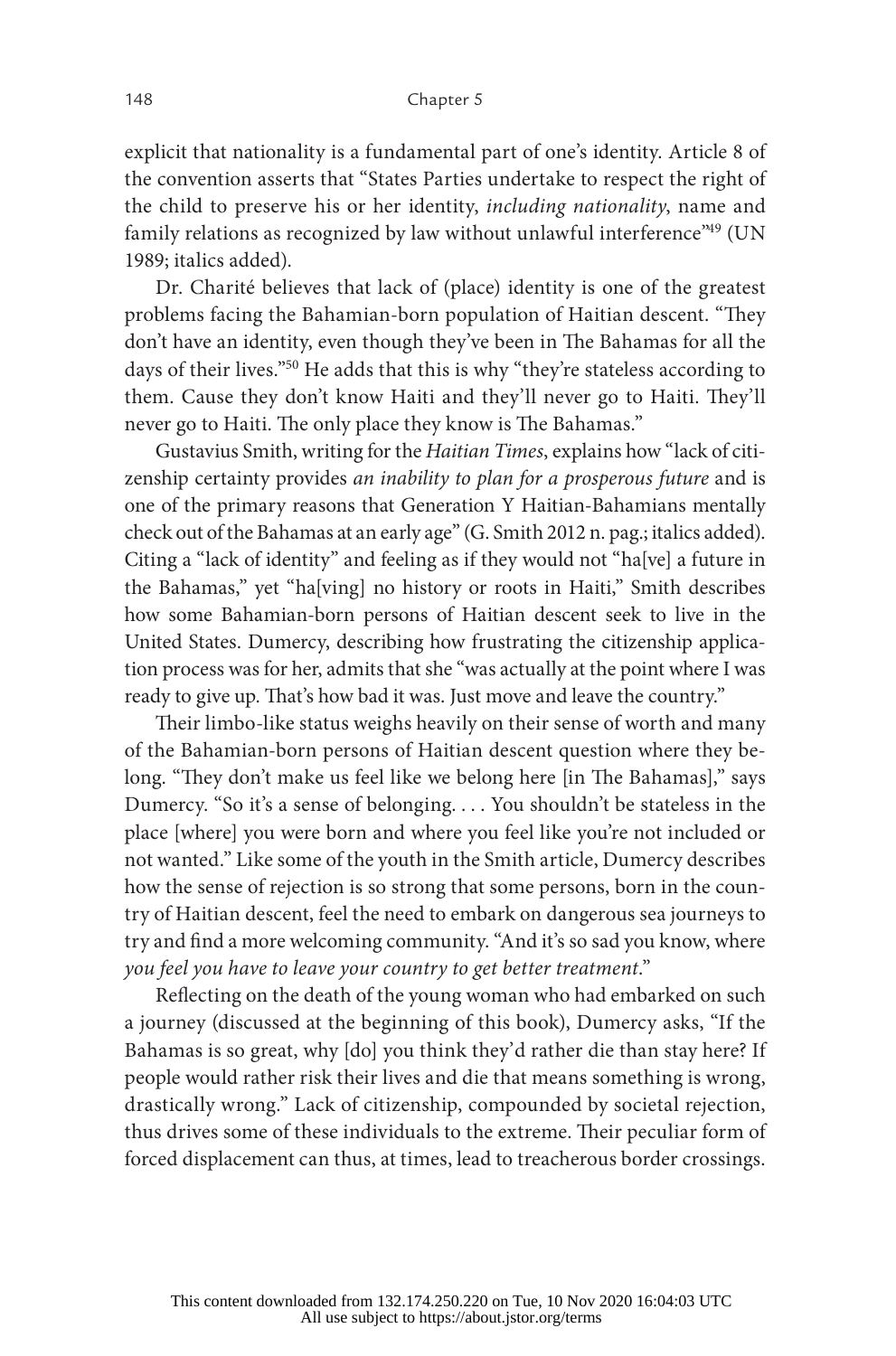explicit that nationality is a fundamental part of one's identity. Article 8 of the convention asserts that "States Parties undertake to respect the right of the child to preserve his or her identity, *including nationality*, name and family relations as recognized by law without unlawful interference"[49] (UN 1989; italics added).

Dr. Charité believes that lack of (place) identity is one of the greatest problems facing the Bahamian-born population of Haitian descent. "They don't have an identity, even though they've been in The Bahamas for all the days of their lives."[50] He adds that this is why "they're stateless according to them. Cause they don't know Haiti and they'll never go to Haiti. They'll never go to Haiti. The only place they know is The Bahamas."

Gustavius Smith, writing for the *Haitian Times*, explains how "lack of citizenship certainty provides *an inability to plan for a prosperous future* and is one of the primary reasons that Generation Y Haitian-Bahamians mentally check out of the Bahamas at an early age" (G. Smith 2012 n. pag.; italics added). Citing a "lack of identity" and feeling as if they would not "ha[ve] a future in the Bahamas," yet "ha[ving] no history or roots in Haiti," Smith describes how some Bahamian-born persons of Haitian descent seek to live in the United States. Dumercy, describing how frustrating the citizenship application process was for her, admits that she "was actually at the point where I was ready to give up. That's how bad it was. Just move and leave the country."

Their limbo-like status weighs heavily on their sense of worth and many of the Bahamian-born persons of Haitian descent question where they belong. "They don't make us feel like we belong here [in The Bahamas]," says Dumercy. "So it's a sense of belonging. . . . You shouldn't be stateless in the place [where] you were born and where you feel like you're not included or not wanted." Like some of the youth in the Smith article, Dumercy describes how the sense of rejection is so strong that some persons, born in the country of Haitian descent, feel the need to embark on dangerous sea journeys to try and find a more welcoming community. "And it's so sad you know, where *you feel you have to leave your country to get better treatment*."

Reflecting on the death of the young woman who had embarked on such a journey (discussed at the beginning of this book), Dumercy asks, "If the Bahamas is so great, why [do] you think they'd rather die than stay here? If people would rather risk their lives and die that means something is wrong, drastically wrong." Lack of citizenship, compounded by societal rejection, thus drives some of these individuals to the extreme. Their peculiar form of forced displacement can thus, at times, lead to treacherous border crossings.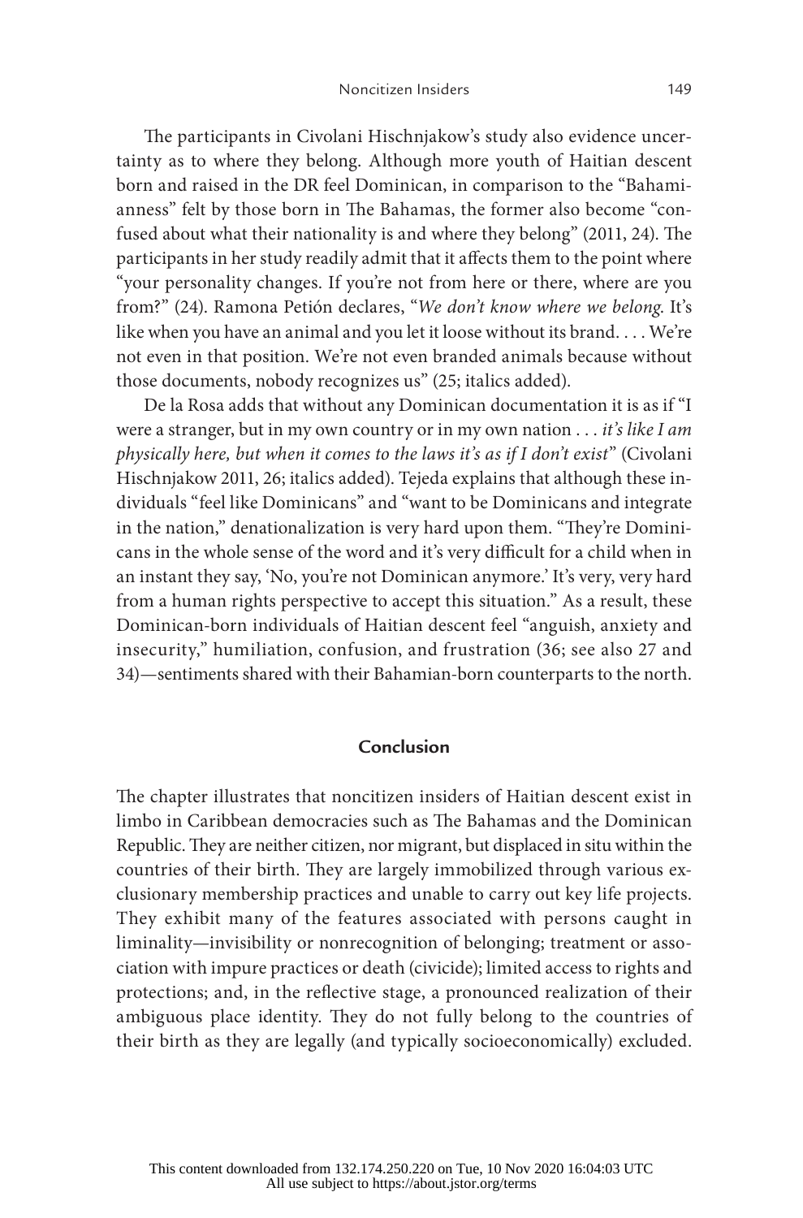The participants in Civolani Hischnjakow's study also evidence uncertainty as to where they belong. Although more youth of Haitian descent born and raised in the DR feel Dominican, in comparison to the "Bahamianness" felt by those born in The Bahamas, the former also become "confused about what their nationality is and where they belong" (2011, 24). The participants in her study readily admit that it affects them to the point where "your personality changes. If you're not from here or there, where are you from?" (24). Ramona Petión declares, "*We don't know where we belong*. It's like when you have an animal and you let it loose without its brand. . . . We're not even in that position. We're not even branded animals because without those documents, nobody recognizes us" (25; italics added).

De la Rosa adds that without any Dominican documentation it is as if "I were a stranger, but in my own country or in my own nation . . . *it's like I am physically here, but when it comes to the laws it's as if I don't exist*" (Civolani Hischnjakow 2011, 26; italics added). Tejeda explains that although these individuals "feel like Dominicans" and "want to be Dominicans and integrate in the nation," denationalization is very hard upon them. "They're Dominicans in the whole sense of the word and it's very difficult for a child when in an instant they say, 'No, you're not Dominican anymore.' It's very, very hard from a human rights perspective to accept this situation." As a result, these Dominican-born individuals of Haitian descent feel "anguish, anxiety and insecurity," humiliation, confusion, and frustration (36; see also 27 and 34)—sentiments shared with their Bahamian-born counterparts to the north.

## Conclusion

The chapter illustrates that noncitizen insiders of Haitian descent exist in limbo in Caribbean democracies such as The Bahamas and the Dominican Republic. They are neither citizen, nor migrant, but displaced in situ within the countries of their birth. They are largely immobilized through various exclusionary membership practices and unable to carry out key life projects. They exhibit many of the features associated with persons caught in liminality—invisibility or nonrecognition of belonging; treatment or association with impure practices or death (civicide); limited access to rights and protections; and, in the reflective stage, a pronounced realization of their ambiguous place identity. They do not fully belong to the countries of their birth as they are legally (and typically socioeconomically) excluded.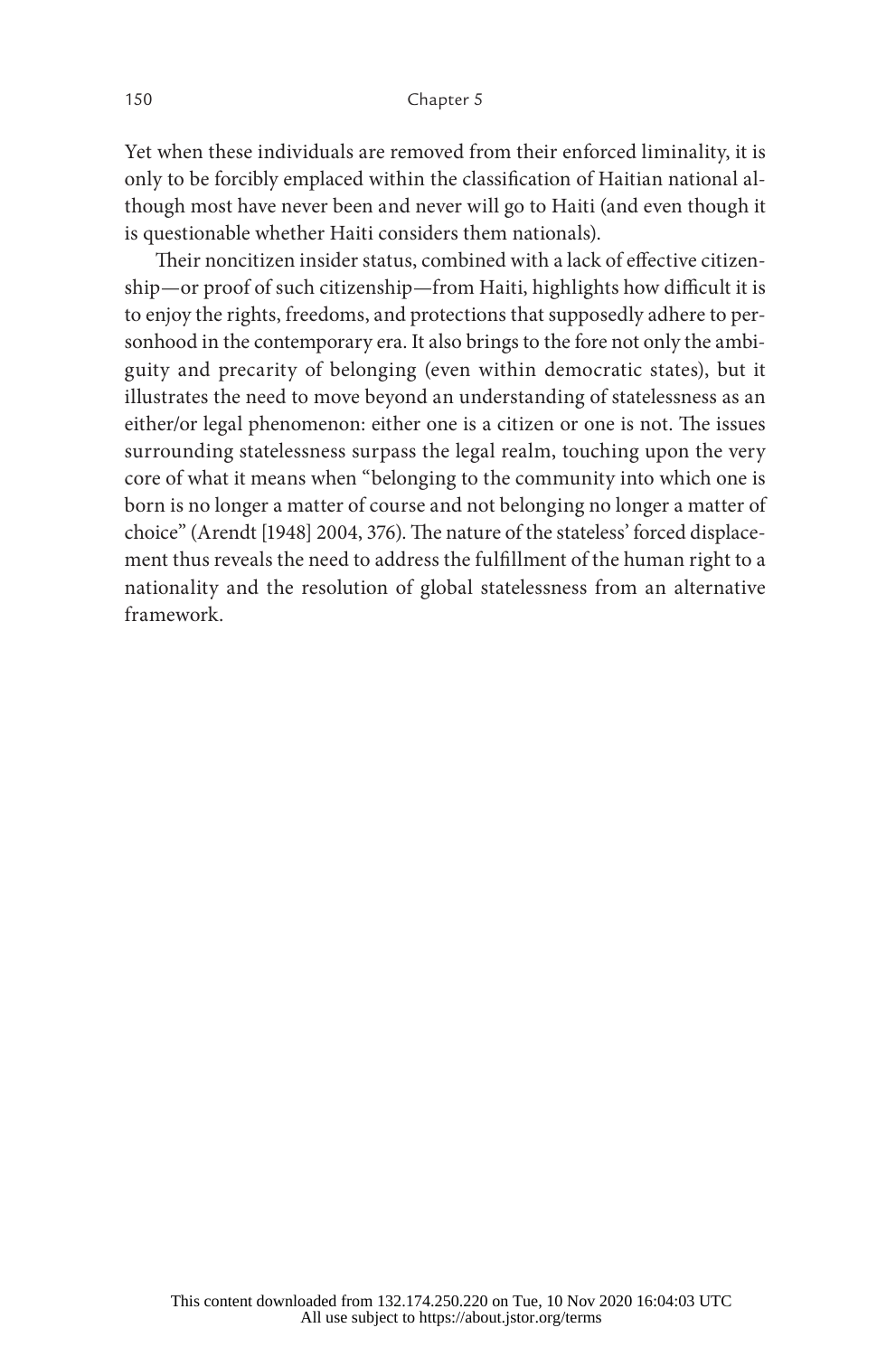Yet when these individuals are removed from their enforced liminality, it is only to be forcibly emplaced within the classification of Haitian national although most have never been and never will go to Haiti (and even though it is questionable whether Haiti considers them nationals).

Their noncitizen insider status, combined with a lack of effective citizenship—or proof of such citizenship—from Haiti, highlights how difficult it is to enjoy the rights, freedoms, and protections that supposedly adhere to personhood in the contemporary era. It also brings to the fore not only the ambiguity and precarity of belonging (even within democratic states), but it illustrates the need to move beyond an understanding of statelessness as an either/or legal phenomenon: either one is a citizen or one is not. The issues surrounding statelessness surpass the legal realm, touching upon the very core of what it means when "belonging to the community into which one is born is no longer a matter of course and not belonging no longer a matter of choice" (Arendt [1948] 2004, 376). The nature of the stateless' forced displacement thus reveals the need to address the fulfillment of the human right to a nationality and the resolution of global statelessness from an alternative framework.